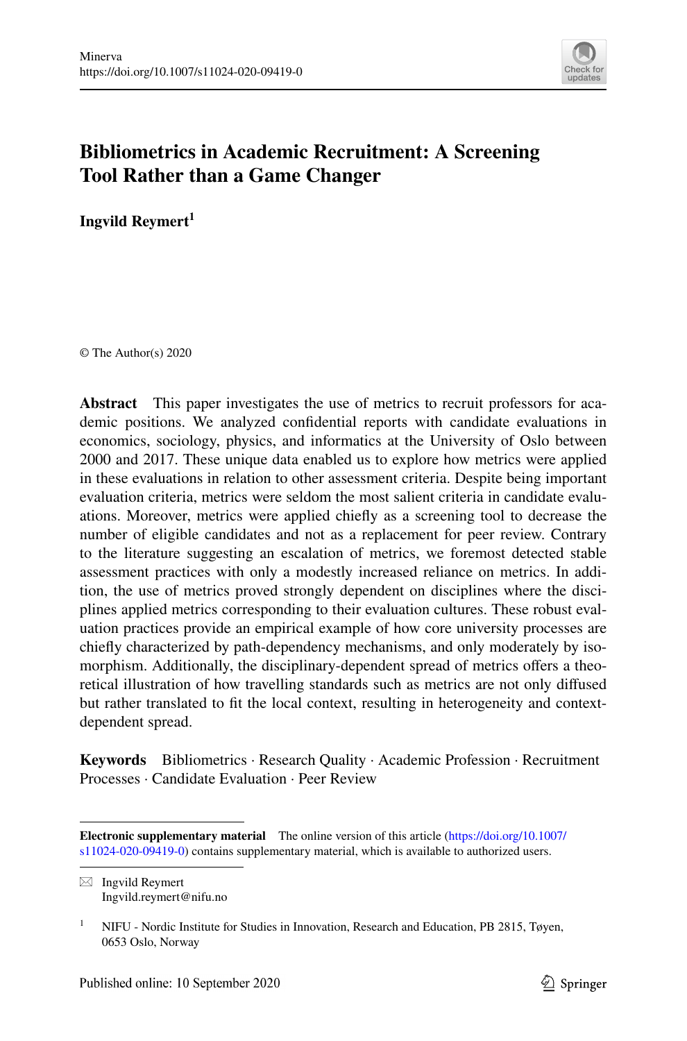# Bibliometrics in Academic Recruitment: A Screening Tool Rather than a Game Changer

**Ingvild Reymert**[1]

© The Author(s) 2020

**Abstract** This paper investigates the use of metrics to recruit professors for academic positions. We analyzed confidential reports with candidate evaluations in economics, sociology, physics, and informatics at the University of Oslo between 2000 and 2017. These unique data enabled us to explore how metrics were applied in these evaluations in relation to other assessment criteria. Despite being important evaluation criteria, metrics were seldom the most salient criteria in candidate evaluations. Moreover, metrics were applied chiefly as a screening tool to decrease the number of eligible candidates and not as a replacement for peer review. Contrary to the literature suggesting an escalation of metrics, we foremost detected stable assessment practices with only a modestly increased reliance on metrics. In addition, the use of metrics proved strongly dependent on disciplines where the disciplines applied metrics corresponding to their evaluation cultures. These robust evaluation practices provide an empirical example of how core university processes are chiefly characterized by path-dependency mechanisms, and only moderately by isomorphism. Additionally, the disciplinary-dependent spread of metrics offers a theoretical illustration of how travelling standards such as metrics are not only diffused but rather translated to fit the local context, resulting in heterogeneity and context-dependent spread.

**Keywords** Bibliometrics · Research Quality · Academic Profession · Recruitment Processes · Candidate Evaluation · Peer Review

---

**Electronic supplementary material** The online version of this article (https://doi.org/10.1007/s11024-020-09419-0) contains supplementary material, which is available to authorized users.

✉ Ingvild Reymert
Ingvild.reymert@nifu.no

[1] NIFU - Nordic Institute for Studies in Innovation, Research and Education, PB 2815, Tøyen, 0653 Oslo, Norway

Published online: 10 September 2020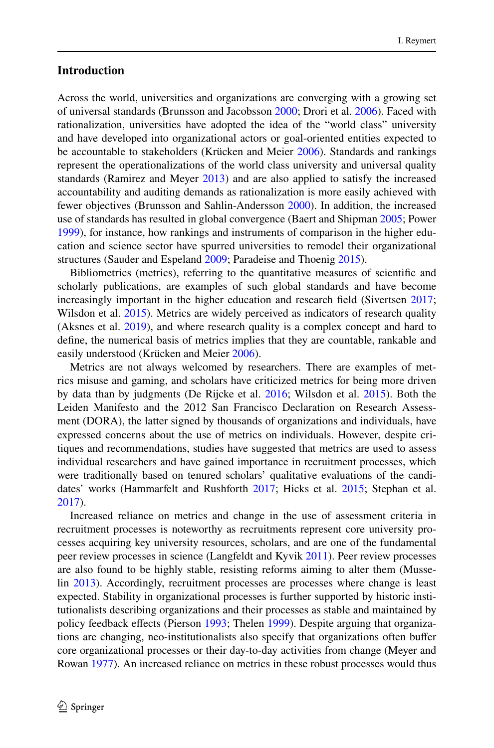## Introduction

Across the world, universities and organizations are converging with a growing set of universal standards (Brunsson and Jacobsson 2000; Drori et al. 2006). Faced with rationalization, universities have adopted the idea of the "world class" university and have developed into organizational actors or goal-oriented entities expected to be accountable to stakeholders (Krücken and Meier 2006). Standards and rankings represent the operationalizations of the world class university and universal quality standards (Ramirez and Meyer 2013) and are also applied to satisfy the increased accountability and auditing demands as rationalization is more easily achieved with fewer objectives (Brunsson and Sahlin-Andersson 2000). In addition, the increased use of standards has resulted in global convergence (Baert and Shipman 2005; Power 1999), for instance, how rankings and instruments of comparison in the higher education and science sector have spurred universities to remodel their organizational structures (Sauder and Espeland 2009; Paradeise and Thoenig 2015).

Bibliometrics (metrics), referring to the quantitative measures of scientific and scholarly publications, are examples of such global standards and have become increasingly important in the higher education and research field (Sivertsen 2017; Wilsdon et al. 2015). Metrics are widely perceived as indicators of research quality (Aksnes et al. 2019), and where research quality is a complex concept and hard to define, the numerical basis of metrics implies that they are countable, rankable and easily understood (Krücken and Meier 2006).

Metrics are not always welcomed by researchers. There are examples of metrics misuse and gaming, and scholars have criticized metrics for being more driven by data than by judgments (De Rijcke et al. 2016; Wilsdon et al. 2015). Both the Leiden Manifesto and the 2012 San Francisco Declaration on Research Assessment (DORA), the latter signed by thousands of organizations and individuals, have expressed concerns about the use of metrics on individuals. However, despite critiques and recommendations, studies have suggested that metrics are used to assess individual researchers and have gained importance in recruitment processes, which were traditionally based on tenured scholars' qualitative evaluations of the candidates' works (Hammarfelt and Rushforth 2017; Hicks et al. 2015; Stephan et al. 2017).

Increased reliance on metrics and change in the use of assessment criteria in recruitment processes is noteworthy as recruitments represent core university processes acquiring key university resources, scholars, and are one of the fundamental peer review processes in science (Langfeldt and Kyvik 2011). Peer review processes are also found to be highly stable, resisting reforms aiming to alter them (Musselin 2013). Accordingly, recruitment processes are processes where change is least expected. Stability in organizational processes is further supported by historic institutionalists describing organizations and their processes as stable and maintained by policy feedback effects (Pierson 1993; Thelen 1999). Despite arguing that organizations are changing, neo-institutionalists also specify that organizations often buffer core organizational processes or their day-to-day activities from change (Meyer and Rowan 1977). An increased reliance on metrics in these robust processes would thus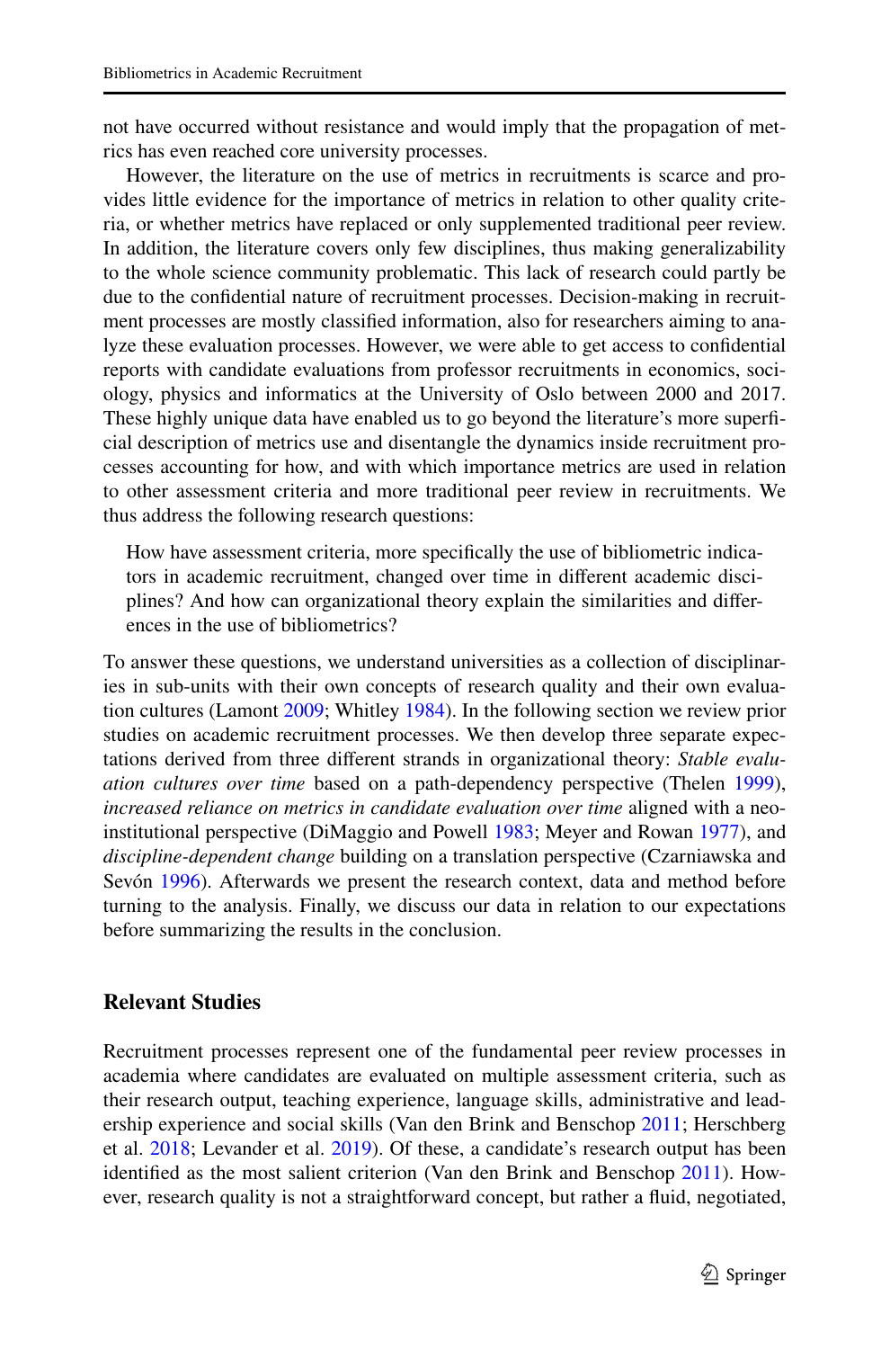not have occurred without resistance and would imply that the propagation of metrics has even reached core university processes.

However, the literature on the use of metrics in recruitments is scarce and provides little evidence for the importance of metrics in relation to other quality criteria, or whether metrics have replaced or only supplemented traditional peer review. In addition, the literature covers only few disciplines, thus making generalizability to the whole science community problematic. This lack of research could partly be due to the confidential nature of recruitment processes. Decision-making in recruitment processes are mostly classified information, also for researchers aiming to analyze these evaluation processes. However, we were able to get access to confidential reports with candidate evaluations from professor recruitments in economics, sociology, physics and informatics at the University of Oslo between 2000 and 2017. These highly unique data have enabled us to go beyond the literature's more superficial description of metrics use and disentangle the dynamics inside recruitment processes accounting for how, and with which importance metrics are used in relation to other assessment criteria and more traditional peer review in recruitments. We thus address the following research questions:

> How have assessment criteria, more specifically the use of bibliometric indicators in academic recruitment, changed over time in different academic disciplines? And how can organizational theory explain the similarities and differences in the use of bibliometrics?

To answer these questions, we understand universities as a collection of disciplinaries in sub-units with their own concepts of research quality and their own evaluation cultures (Lamont 2009; Whitley 1984). In the following section we review prior studies on academic recruitment processes. We then develop three separate expectations derived from three different strands in organizational theory: *Stable evaluation cultures over time* based on a path-dependency perspective (Thelen 1999), *increased reliance on metrics in candidate evaluation over time* aligned with a neo-institutional perspective (DiMaggio and Powell 1983; Meyer and Rowan 1977), and *discipline-dependent change* building on a translation perspective (Czarniawska and Sevón 1996). Afterwards we present the research context, data and method before turning to the analysis. Finally, we discuss our data in relation to our expectations before summarizing the results in the conclusion.

## Relevant Studies

Recruitment processes represent one of the fundamental peer review processes in academia where candidates are evaluated on multiple assessment criteria, such as their research output, teaching experience, language skills, administrative and leadership experience and social skills (Van den Brink and Benschop 2011; Herschberg et al. 2018; Levander et al. 2019). Of these, a candidate's research output has been identified as the most salient criterion (Van den Brink and Benschop 2011). However, research quality is not a straightforward concept, but rather a fluid, negotiated,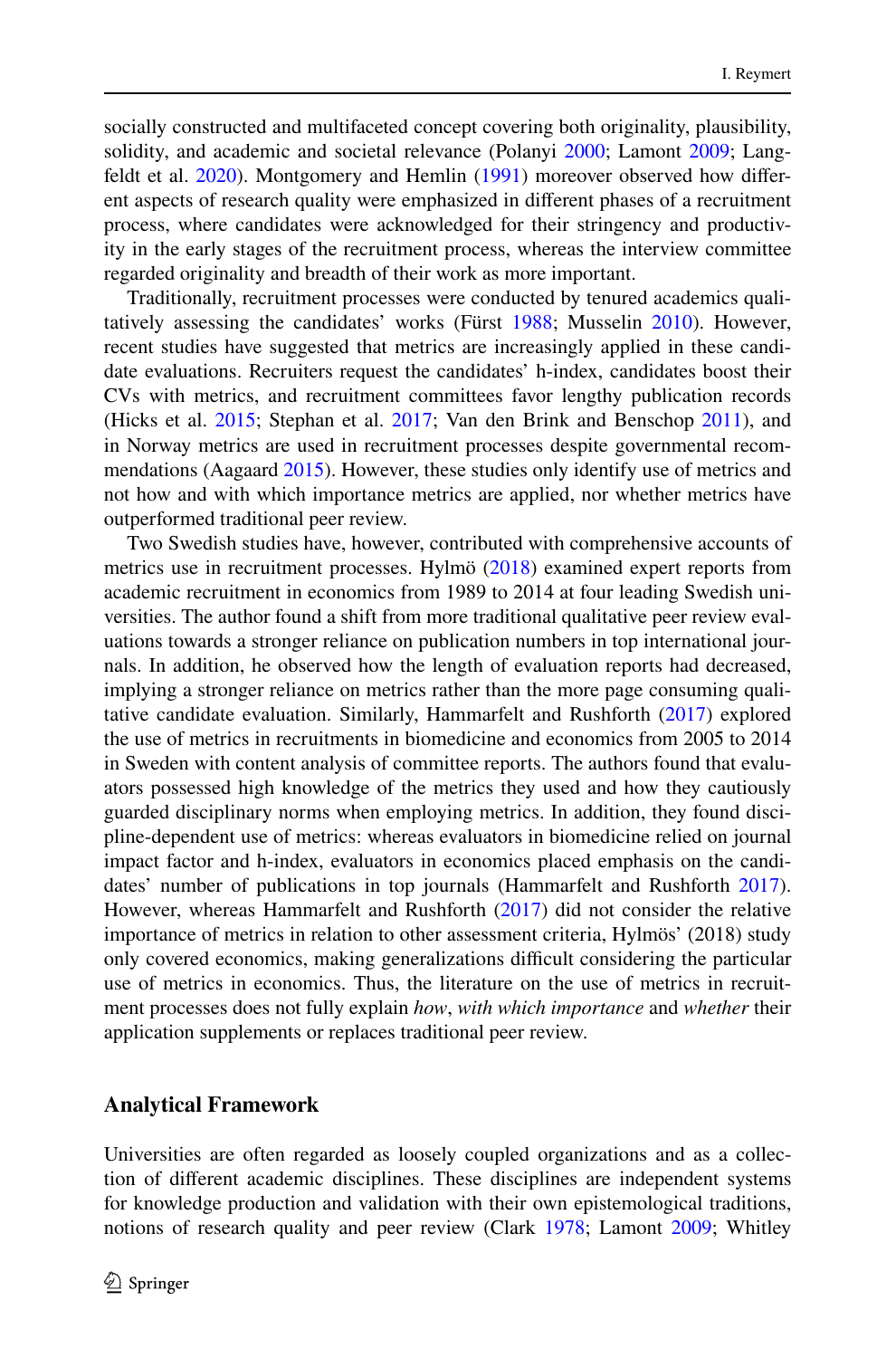socially constructed and multifaceted concept covering both originality, plausibility, solidity, and academic and societal relevance (Polanyi 2000; Lamont 2009; Langfeldt et al. 2020). Montgomery and Hemlin (1991) moreover observed how different aspects of research quality were emphasized in different phases of a recruitment process, where candidates were acknowledged for their stringency and productivity in the early stages of the recruitment process, whereas the interview committee regarded originality and breadth of their work as more important.

Traditionally, recruitment processes were conducted by tenured academics qualitatively assessing the candidates' works (Fürst 1988; Musselin 2010). However, recent studies have suggested that metrics are increasingly applied in these candidate evaluations. Recruiters request the candidates' h-index, candidates boost their CVs with metrics, and recruitment committees favor lengthy publication records (Hicks et al. 2015; Stephan et al. 2017; Van den Brink and Benschop 2011), and in Norway metrics are used in recruitment processes despite governmental recommendations (Aagaard 2015). However, these studies only identify use of metrics and not how and with which importance metrics are applied, nor whether metrics have outperformed traditional peer review.

Two Swedish studies have, however, contributed with comprehensive accounts of metrics use in recruitment processes. Hylmö (2018) examined expert reports from academic recruitment in economics from 1989 to 2014 at four leading Swedish universities. The author found a shift from more traditional qualitative peer review evaluations towards a stronger reliance on publication numbers in top international journals. In addition, he observed how the length of evaluation reports had decreased, implying a stronger reliance on metrics rather than the more page consuming qualitative candidate evaluation. Similarly, Hammarfelt and Rushforth (2017) explored the use of metrics in recruitments in biomedicine and economics from 2005 to 2014 in Sweden with content analysis of committee reports. The authors found that evaluators possessed high knowledge of the metrics they used and how they cautiously guarded disciplinary norms when employing metrics. In addition, they found discipline-dependent use of metrics: whereas evaluators in biomedicine relied on journal impact factor and h-index, evaluators in economics placed emphasis on the candidates' number of publications in top journals (Hammarfelt and Rushforth 2017). However, whereas Hammarfelt and Rushforth (2017) did not consider the relative importance of metrics in relation to other assessment criteria, Hylmös' (2018) study only covered economics, making generalizations difficult considering the particular use of metrics in economics. Thus, the literature on the use of metrics in recruitment processes does not fully explain *how*, *with which importance* and *whether* their application supplements or replaces traditional peer review.

## Analytical Framework

Universities are often regarded as loosely coupled organizations and as a collection of different academic disciplines. These disciplines are independent systems for knowledge production and validation with their own epistemological traditions, notions of research quality and peer review (Clark 1978; Lamont 2009; Whitley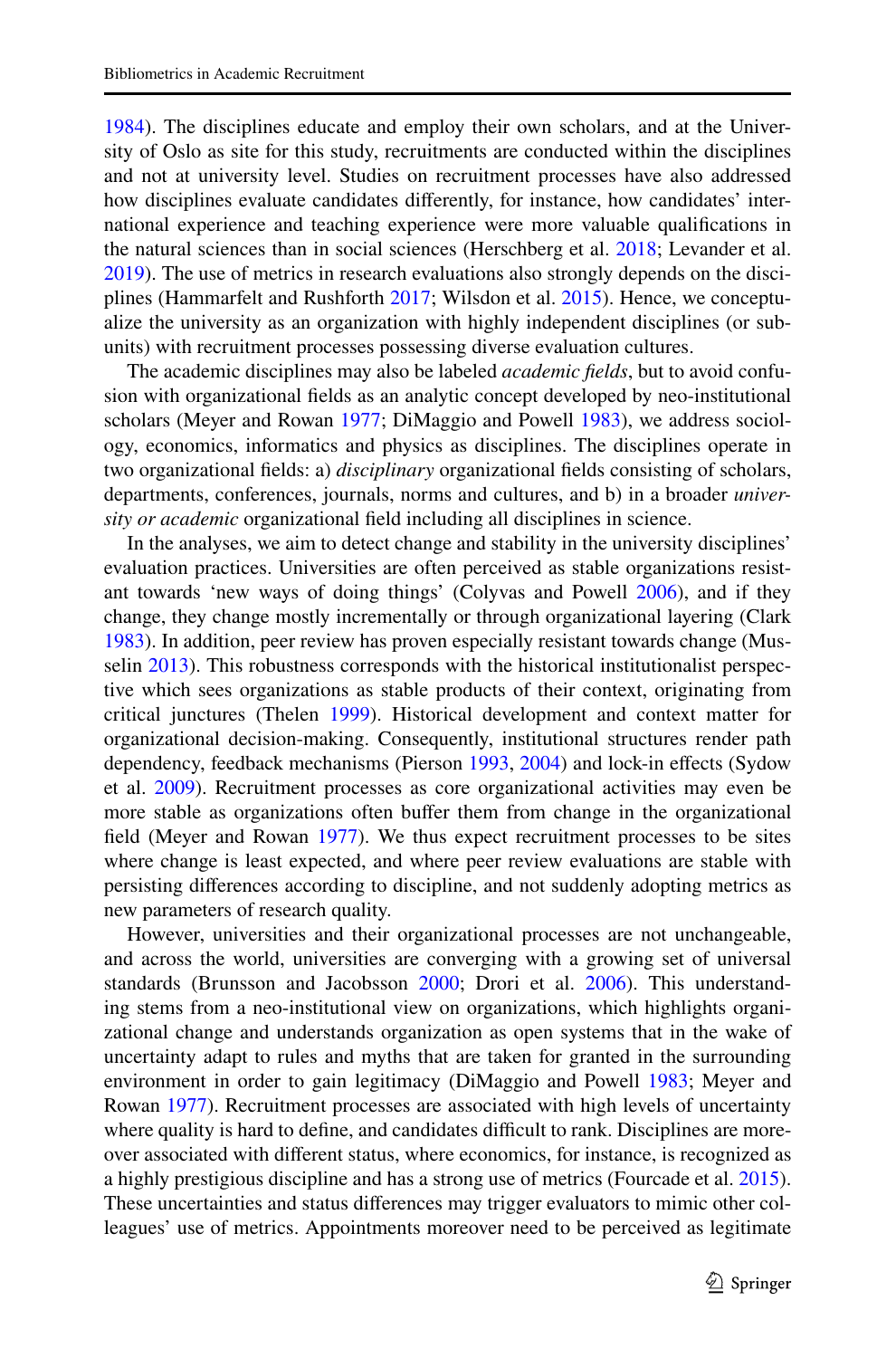1984). The disciplines educate and employ their own scholars, and at the University of Oslo as site for this study, recruitments are conducted within the disciplines and not at university level. Studies on recruitment processes have also addressed how disciplines evaluate candidates differently, for instance, how candidates' international experience and teaching experience were more valuable qualifications in the natural sciences than in social sciences (Herschberg et al. 2018; Levander et al. 2019). The use of metrics in research evaluations also strongly depends on the disciplines (Hammarfelt and Rushforth 2017; Wilsdon et al. 2015). Hence, we conceptualize the university as an organization with highly independent disciplines (or subunits) with recruitment processes possessing diverse evaluation cultures.

The academic disciplines may also be labeled *academic fields*, but to avoid confusion with organizational fields as an analytic concept developed by neo-institutional scholars (Meyer and Rowan 1977; DiMaggio and Powell 1983), we address sociology, economics, informatics and physics as disciplines. The disciplines operate in two organizational fields: a) *disciplinary* organizational fields consisting of scholars, departments, conferences, journals, norms and cultures, and b) in a broader *university or academic* organizational field including all disciplines in science.

In the analyses, we aim to detect change and stability in the university disciplines' evaluation practices. Universities are often perceived as stable organizations resistant towards 'new ways of doing things' (Colyvas and Powell 2006), and if they change, they change mostly incrementally or through organizational layering (Clark 1983). In addition, peer review has proven especially resistant towards change (Musselin 2013). This robustness corresponds with the historical institutionalist perspective which sees organizations as stable products of their context, originating from critical junctures (Thelen 1999). Historical development and context matter for organizational decision-making. Consequently, institutional structures render path dependency, feedback mechanisms (Pierson 1993, 2004) and lock-in effects (Sydow et al. 2009). Recruitment processes as core organizational activities may even be more stable as organizations often buffer them from change in the organizational field (Meyer and Rowan 1977). We thus expect recruitment processes to be sites where change is least expected, and where peer review evaluations are stable with persisting differences according to discipline, and not suddenly adopting metrics as new parameters of research quality.

However, universities and their organizational processes are not unchangeable, and across the world, universities are converging with a growing set of universal standards (Brunsson and Jacobsson 2000; Drori et al. 2006). This understanding stems from a neo-institutional view on organizations, which highlights organizational change and understands organization as open systems that in the wake of uncertainty adapt to rules and myths that are taken for granted in the surrounding environment in order to gain legitimacy (DiMaggio and Powell 1983; Meyer and Rowan 1977). Recruitment processes are associated with high levels of uncertainty where quality is hard to define, and candidates difficult to rank. Disciplines are moreover associated with different status, where economics, for instance, is recognized as a highly prestigious discipline and has a strong use of metrics (Fourcade et al. 2015). These uncertainties and status differences may trigger evaluators to mimic other colleagues' use of metrics. Appointments moreover need to be perceived as legitimate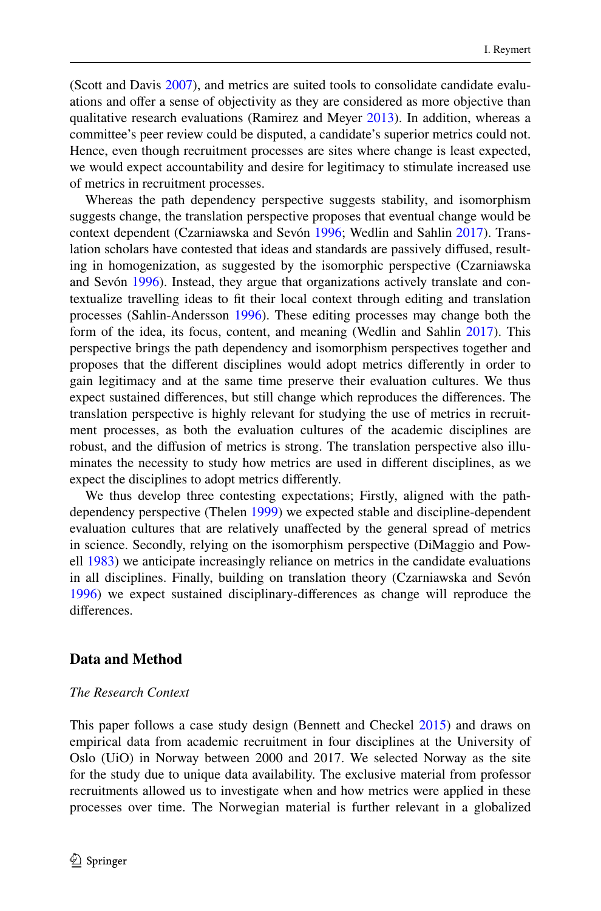(Scott and Davis 2007), and metrics are suited tools to consolidate candidate evaluations and offer a sense of objectivity as they are considered as more objective than qualitative research evaluations (Ramirez and Meyer 2013). In addition, whereas a committee's peer review could be disputed, a candidate's superior metrics could not. Hence, even though recruitment processes are sites where change is least expected, we would expect accountability and desire for legitimacy to stimulate increased use of metrics in recruitment processes.

Whereas the path dependency perspective suggests stability, and isomorphism suggests change, the translation perspective proposes that eventual change would be context dependent (Czarniawska and Sevón 1996; Wedlin and Sahlin 2017). Translation scholars have contested that ideas and standards are passively diffused, resulting in homogenization, as suggested by the isomorphic perspective (Czarniawska and Sevón 1996). Instead, they argue that organizations actively translate and contextualize travelling ideas to fit their local context through editing and translation processes (Sahlin-Andersson 1996). These editing processes may change both the form of the idea, its focus, content, and meaning (Wedlin and Sahlin 2017). This perspective brings the path dependency and isomorphism perspectives together and proposes that the different disciplines would adopt metrics differently in order to gain legitimacy and at the same time preserve their evaluation cultures. We thus expect sustained differences, but still change which reproduces the differences. The translation perspective is highly relevant for studying the use of metrics in recruitment processes, as both the evaluation cultures of the academic disciplines are robust, and the diffusion of metrics is strong. The translation perspective also illuminates the necessity to study how metrics are used in different disciplines, as we expect the disciplines to adopt metrics differently.

We thus develop three contesting expectations; Firstly, aligned with the path-dependency perspective (Thelen 1999) we expected stable and discipline-dependent evaluation cultures that are relatively unaffected by the general spread of metrics in science. Secondly, relying on the isomorphism perspective (DiMaggio and Powell 1983) we anticipate increasingly reliance on metrics in the candidate evaluations in all disciplines. Finally, building on translation theory (Czarniawska and Sevón 1996) we expect sustained disciplinary-differences as change will reproduce the differences.

## Data and Method

### *The Research Context*

This paper follows a case study design (Bennett and Checkel 2015) and draws on empirical data from academic recruitment in four disciplines at the University of Oslo (UiO) in Norway between 2000 and 2017. We selected Norway as the site for the study due to unique data availability. The exclusive material from professor recruitments allowed us to investigate when and how metrics were applied in these processes over time. The Norwegian material is further relevant in a globalized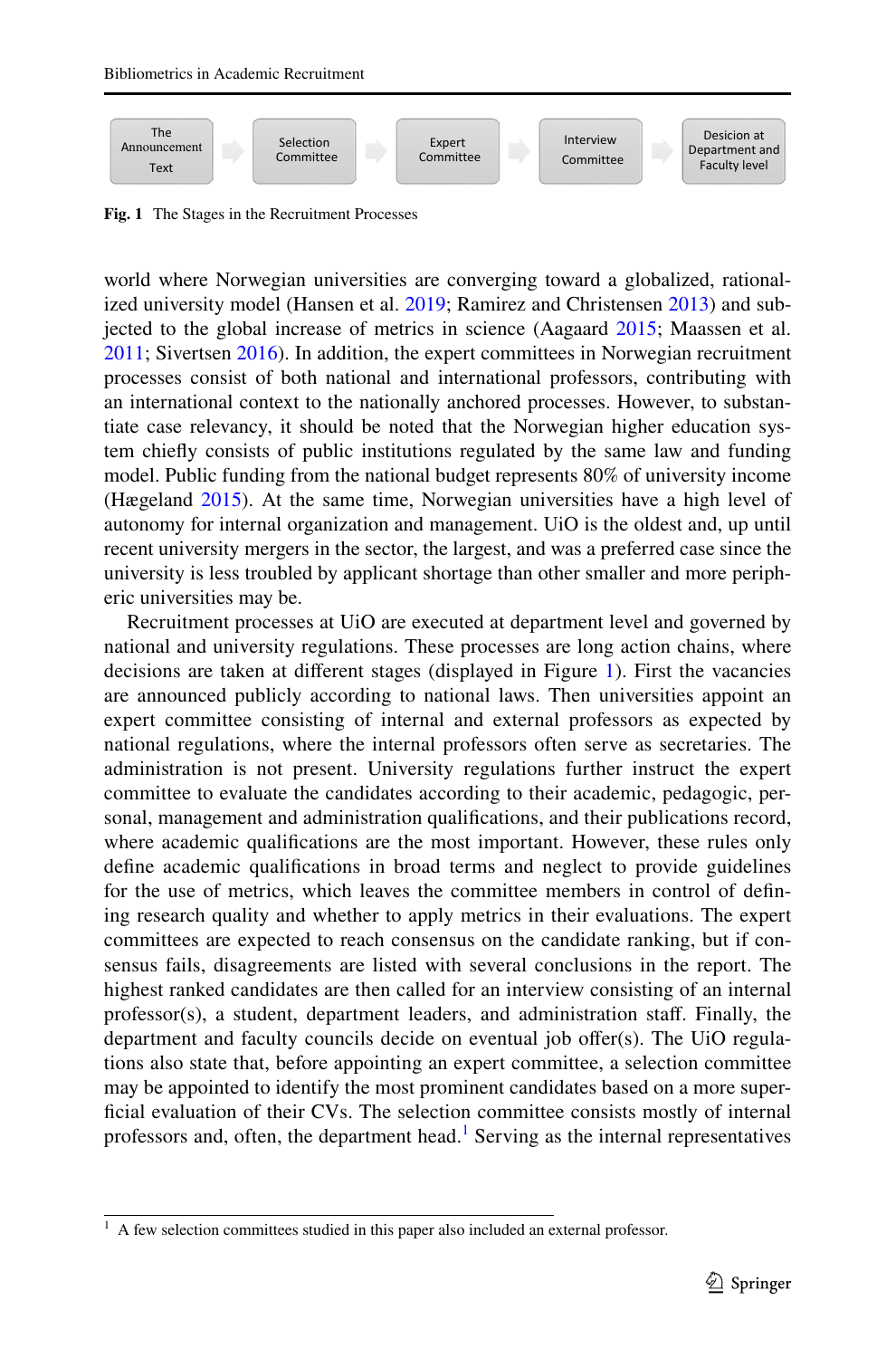The Announcement Text → Selection Committee → Expert Committee → Interview Committee → Desicion at Department and Faculty level

**Fig. 1** The Stages in the Recruitment Processes

world where Norwegian universities are converging toward a globalized, rationalized university model (Hansen et al. 2019; Ramirez and Christensen 2013) and subjected to the global increase of metrics in science (Aagaard 2015; Maassen et al. 2011; Sivertsen 2016). In addition, the expert committees in Norwegian recruitment processes consist of both national and international professors, contributing with an international context to the nationally anchored processes. However, to substantiate case relevancy, it should be noted that the Norwegian higher education system chiefly consists of public institutions regulated by the same law and funding model. Public funding from the national budget represents 80% of university income (Hægeland 2015). At the same time, Norwegian universities have a high level of autonomy for internal organization and management. UiO is the oldest and, up until recent university mergers in the sector, the largest, and was a preferred case since the university is less troubled by applicant shortage than other smaller and more peripheric universities may be.

Recruitment processes at UiO are executed at department level and governed by national and university regulations. These processes are long action chains, where decisions are taken at different stages (displayed in Figure 1). First the vacancies are announced publicly according to national laws. Then universities appoint an expert committee consisting of internal and external professors as expected by national regulations, where the internal professors often serve as secretaries. The administration is not present. University regulations further instruct the expert committee to evaluate the candidates according to their academic, pedagogic, personal, management and administration qualifications, and their publications record, where academic qualifications are the most important. However, these rules only define academic qualifications in broad terms and neglect to provide guidelines for the use of metrics, which leaves the committee members in control of defining research quality and whether to apply metrics in their evaluations. The expert committees are expected to reach consensus on the candidate ranking, but if consensus fails, disagreements are listed with several conclusions in the report. The highest ranked candidates are then called for an interview consisting of an internal professor(s), a student, department leaders, and administration staff. Finally, the department and faculty councils decide on eventual job offer(s). The UiO regulations also state that, before appointing an expert committee, a selection committee may be appointed to identify the most prominent candidates based on a more superficial evaluation of their CVs. The selection committee consists mostly of internal professors and, often, the department head.[1] Serving as the internal representatives

[1] A few selection committees studied in this paper also included an external professor.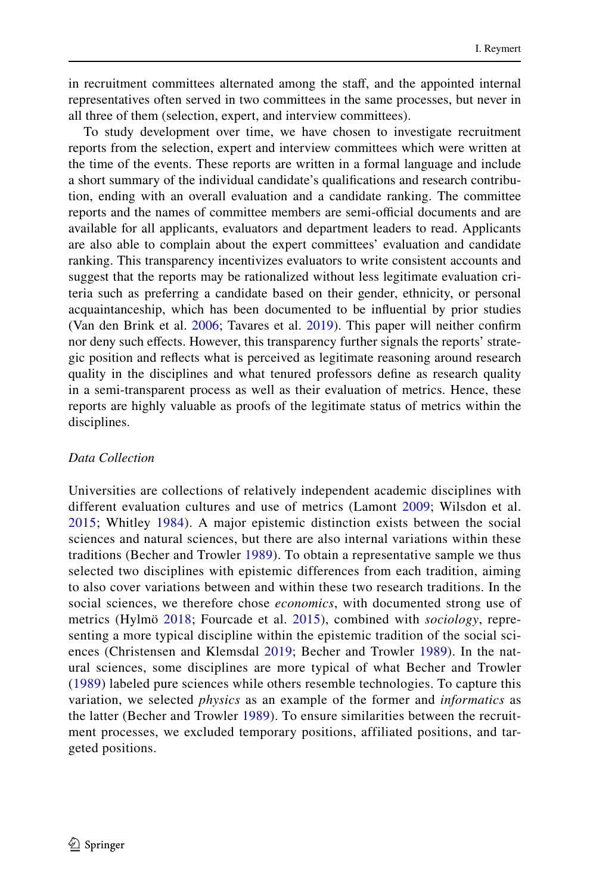in recruitment committees alternated among the staff, and the appointed internal representatives often served in two committees in the same processes, but never in all three of them (selection, expert, and interview committees).

To study development over time, we have chosen to investigate recruitment reports from the selection, expert and interview committees which were written at the time of the events. These reports are written in a formal language and include a short summary of the individual candidate's qualifications and research contribution, ending with an overall evaluation and a candidate ranking. The committee reports and the names of committee members are semi-official documents and are available for all applicants, evaluators and department leaders to read. Applicants are also able to complain about the expert committees' evaluation and candidate ranking. This transparency incentivizes evaluators to write consistent accounts and suggest that the reports may be rationalized without less legitimate evaluation criteria such as preferring a candidate based on their gender, ethnicity, or personal acquaintanceship, which has been documented to be influential by prior studies (Van den Brink et al. 2006; Tavares et al. 2019). This paper will neither confirm nor deny such effects. However, this transparency further signals the reports' strategic position and reflects what is perceived as legitimate reasoning around research quality in the disciplines and what tenured professors define as research quality in a semi-transparent process as well as their evaluation of metrics. Hence, these reports are highly valuable as proofs of the legitimate status of metrics within the disciplines.

*Data Collection*

Universities are collections of relatively independent academic disciplines with different evaluation cultures and use of metrics (Lamont 2009; Wilsdon et al. 2015; Whitley 1984). A major epistemic distinction exists between the social sciences and natural sciences, but there are also internal variations within these traditions (Becher and Trowler 1989). To obtain a representative sample we thus selected two disciplines with epistemic differences from each tradition, aiming to also cover variations between and within these two research traditions. In the social sciences, we therefore chose *economics*, with documented strong use of metrics (Hylmö 2018; Fourcade et al. 2015), combined with *sociology*, representing a more typical discipline within the epistemic tradition of the social sciences (Christensen and Klemsdal 2019; Becher and Trowler 1989). In the natural sciences, some disciplines are more typical of what Becher and Trowler (1989) labeled pure sciences while others resemble technologies. To capture this variation, we selected *physics* as an example of the former and *informatics* as the latter (Becher and Trowler 1989). To ensure similarities between the recruitment processes, we excluded temporary positions, affiliated positions, and targeted positions.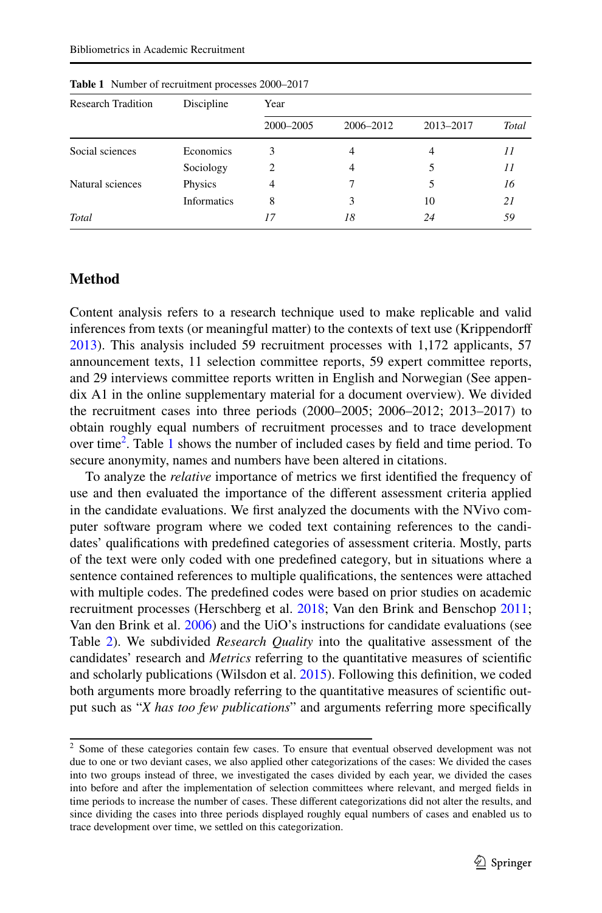**Table 1** Number of recruitment processes 2000–2017

| Research Tradition | Discipline | Year | | | |
|---|---|---|---|---|---|
| | | 2000–2005 | 2006–2012 | 2013–2017 | *Total* |
| Social sciences | Economics | 3 | 4 | 4 | *11* |
| | Sociology | 2 | 4 | 5 | *11* |
| Natural sciences | Physics | 4 | 7 | 5 | *16* |
| | Informatics | 8 | 3 | 10 | *21* |
| *Total* | | *17* | *18* | *24* | *59* |

## Method

Content analysis refers to a research technique used to make replicable and valid inferences from texts (or meaningful matter) to the contexts of text use (Krippendorff 2013). This analysis included 59 recruitment processes with 1,172 applicants, 57 announcement texts, 11 selection committee reports, 59 expert committee reports, and 29 interviews committee reports written in English and Norwegian (See appendix A1 in the online supplementary material for a document overview). We divided the recruitment cases into three periods (2000–2005; 2006–2012; 2013–2017) to obtain roughly equal numbers of recruitment processes and to trace development over time[2]. Table 1 shows the number of included cases by field and time period. To secure anonymity, names and numbers have been altered in citations.

To analyze the *relative* importance of metrics we first identified the frequency of use and then evaluated the importance of the different assessment criteria applied in the candidate evaluations. We first analyzed the documents with the NVivo computer software program where we coded text containing references to the candidates' qualifications with predefined categories of assessment criteria. Mostly, parts of the text were only coded with one predefined category, but in situations where a sentence contained references to multiple qualifications, the sentences were attached with multiple codes. The predefined codes were based on prior studies on academic recruitment processes (Herschberg et al. 2018; Van den Brink and Benschop 2011; Van den Brink et al. 2006) and the UiO's instructions for candidate evaluations (see Table 2). We subdivided *Research Quality* into the qualitative assessment of the candidates' research and *Metrics* referring to the quantitative measures of scientific and scholarly publications (Wilsdon et al. 2015). Following this definition, we coded both arguments more broadly referring to the quantitative measures of scientific output such as "*X has too few publications*" and arguments referring more specifically

[2] Some of these categories contain few cases. To ensure that eventual observed development was not due to one or two deviant cases, we also applied other categorizations of the cases: We divided the cases into two groups instead of three, we investigated the cases divided by each year, we divided the cases into before and after the implementation of selection committees where relevant, and merged fields in time periods to increase the number of cases. These different categorizations did not alter the results, and since dividing the cases into three periods displayed roughly equal numbers of cases and enabled us to trace development over time, we settled on this categorization.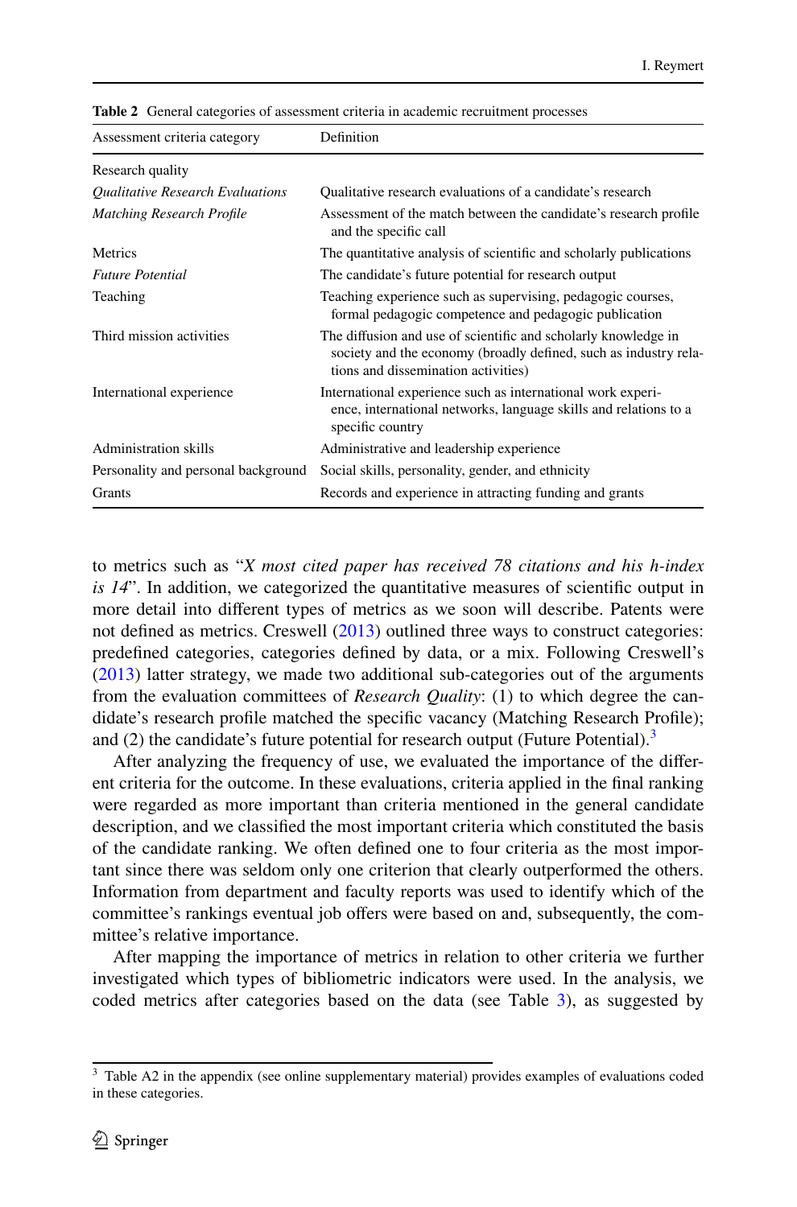**Table 2** General categories of assessment criteria in academic recruitment processes

| Assessment criteria category | Definition |
|---|---|
| Research quality | |
| *Qualitative Research Evaluations* | Qualitative research evaluations of a candidate's research |
| *Matching Research Profile* | Assessment of the match between the candidate's research profile and the specific call |
| Metrics | The quantitative analysis of scientific and scholarly publications |
| *Future Potential* | The candidate's future potential for research output |
| Teaching | Teaching experience such as supervising, pedagogic courses, formal pedagogic competence and pedagogic publication |
| Third mission activities | The diffusion and use of scientific and scholarly knowledge in society and the economy (broadly defined, such as industry relations and dissemination activities) |
| International experience | International experience such as international work experience, international networks, language skills and relations to a specific country |
| Administration skills | Administrative and leadership experience |
| Personality and personal background | Social skills, personality, gender, and ethnicity |
| Grants | Records and experience in attracting funding and grants |

to metrics such as "*X most cited paper has received 78 citations and his h-index is 14*". In addition, we categorized the quantitative measures of scientific output in more detail into different types of metrics as we soon will describe. Patents were not defined as metrics. Creswell (2013) outlined three ways to construct categories: predefined categories, categories defined by data, or a mix. Following Creswell's (2013) latter strategy, we made two additional sub-categories out of the arguments from the evaluation committees of *Research Quality*: (1) to which degree the candidate's research profile matched the specific vacancy (Matching Research Profile); and (2) the candidate's future potential for research output (Future Potential).[3]

After analyzing the frequency of use, we evaluated the importance of the different criteria for the outcome. In these evaluations, criteria applied in the final ranking were regarded as more important than criteria mentioned in the general candidate description, and we classified the most important criteria which constituted the basis of the candidate ranking. We often defined one to four criteria as the most important since there was seldom only one criterion that clearly outperformed the others. Information from department and faculty reports was used to identify which of the committee's rankings eventual job offers were based on and, subsequently, the committee's relative importance.

After mapping the importance of metrics in relation to other criteria we further investigated which types of bibliometric indicators were used. In the analysis, we coded metrics after categories based on the data (see Table 3), as suggested by

[3] Table A2 in the appendix (see online supplementary material) provides examples of evaluations coded in these categories.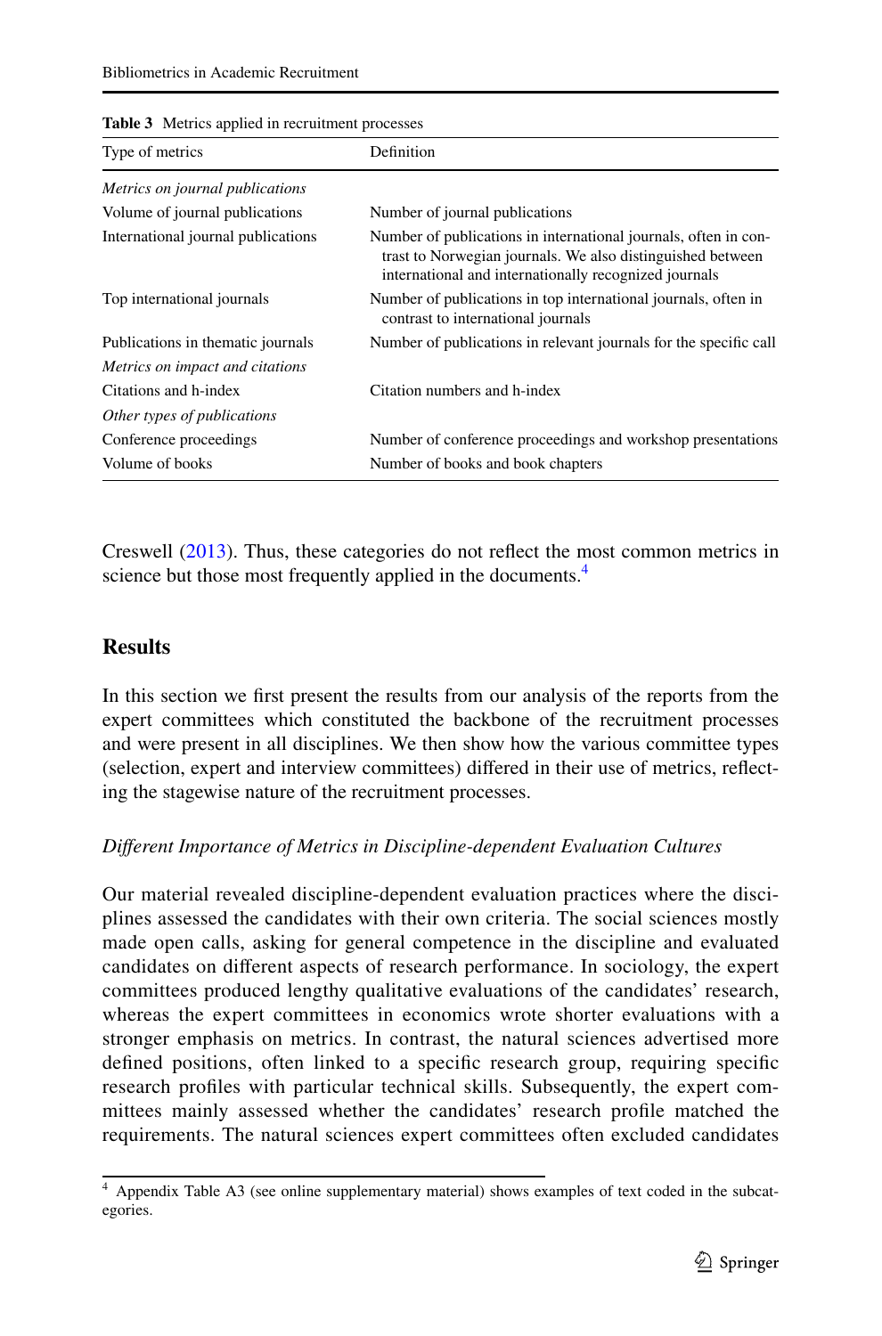**Table 3** Metrics applied in recruitment processes

| Type of metrics | Definition |
|---|---|
| *Metrics on journal publications* | |
| Volume of journal publications | Number of journal publications |
| International journal publications | Number of publications in international journals, often in contrast to Norwegian journals. We also distinguished between international and internationally recognized journals |
| Top international journals | Number of publications in top international journals, often in contrast to international journals |
| Publications in thematic journals | Number of publications in relevant journals for the specific call |
| *Metrics on impact and citations* | |
| Citations and h-index | Citation numbers and h-index |
| *Other types of publications* | |
| Conference proceedings | Number of conference proceedings and workshop presentations |
| Volume of books | Number of books and book chapters |

Creswell (2013). Thus, these categories do not reflect the most common metrics in science but those most frequently applied in the documents.[4]

## Results

In this section we first present the results from our analysis of the reports from the expert committees which constituted the backbone of the recruitment processes and were present in all disciplines. We then show how the various committee types (selection, expert and interview committees) differed in their use of metrics, reflecting the stagewise nature of the recruitment processes.

### *Different Importance of Metrics in Discipline-dependent Evaluation Cultures*

Our material revealed discipline-dependent evaluation practices where the disciplines assessed the candidates with their own criteria. The social sciences mostly made open calls, asking for general competence in the discipline and evaluated candidates on different aspects of research performance. In sociology, the expert committees produced lengthy qualitative evaluations of the candidates' research, whereas the expert committees in economics wrote shorter evaluations with a stronger emphasis on metrics. In contrast, the natural sciences advertised more defined positions, often linked to a specific research group, requiring specific research profiles with particular technical skills. Subsequently, the expert committees mainly assessed whether the candidates' research profile matched the requirements. The natural sciences expert committees often excluded candidates

[4] Appendix Table A3 (see online supplementary material) shows examples of text coded in the subcategories.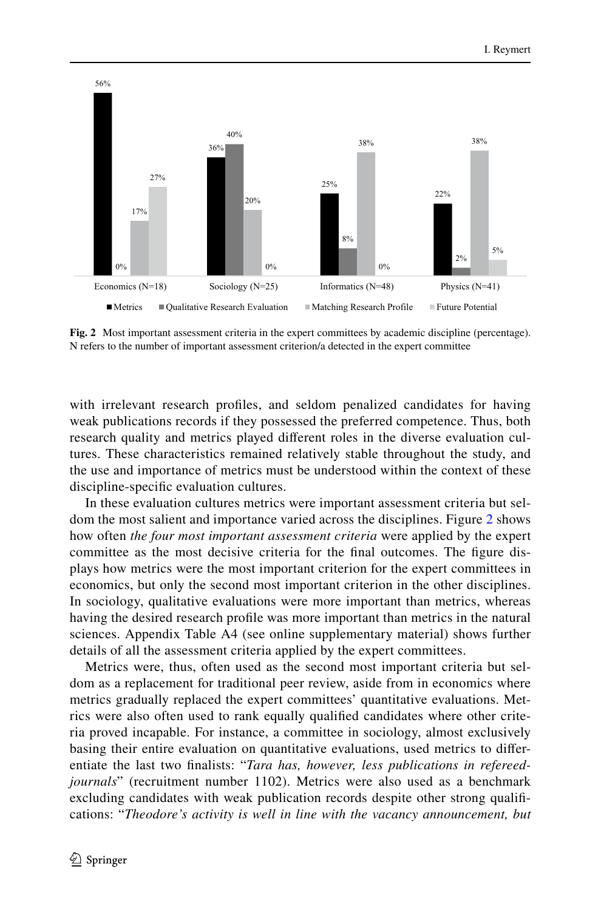**Fig. 2** Most important assessment criteria in the expert committees by academic discipline (percentage). N refers to the number of important assessment criterion/a detected in the expert committee

with irrelevant research profiles, and seldom penalized candidates for having weak publications records if they possessed the preferred competence. Thus, both research quality and metrics played different roles in the diverse evaluation cultures. These characteristics remained relatively stable throughout the study, and the use and importance of metrics must be understood within the context of these discipline-specific evaluation cultures.

In these evaluation cultures metrics were important assessment criteria but seldom the most salient and importance varied across the disciplines. Figure 2 shows how often *the four most important assessment criteria* were applied by the expert committee as the most decisive criteria for the final outcomes. The figure displays how metrics were the most important criterion for the expert committees in economics, but only the second most important criterion in the other disciplines. In sociology, qualitative evaluations were more important than metrics, whereas having the desired research profile was more important than metrics in the natural sciences. Appendix Table A4 (see online supplementary material) shows further details of all the assessment criteria applied by the expert committees.

Metrics were, thus, often used as the second most important criteria but seldom as a replacement for traditional peer review, aside from in economics where metrics gradually replaced the expert committees' quantitative evaluations. Metrics were also often used to rank equally qualified candidates where other criteria proved incapable. For instance, a committee in sociology, almost exclusively basing their entire evaluation on quantitative evaluations, used metrics to differentiate the last two finalists: "*Tara has, however, less publications in refereed-journals*" (recruitment number 1102). Metrics were also used as a benchmark excluding candidates with weak publication records despite other strong qualifications: "*Theodore's activity is well in line with the vacancy announcement, but*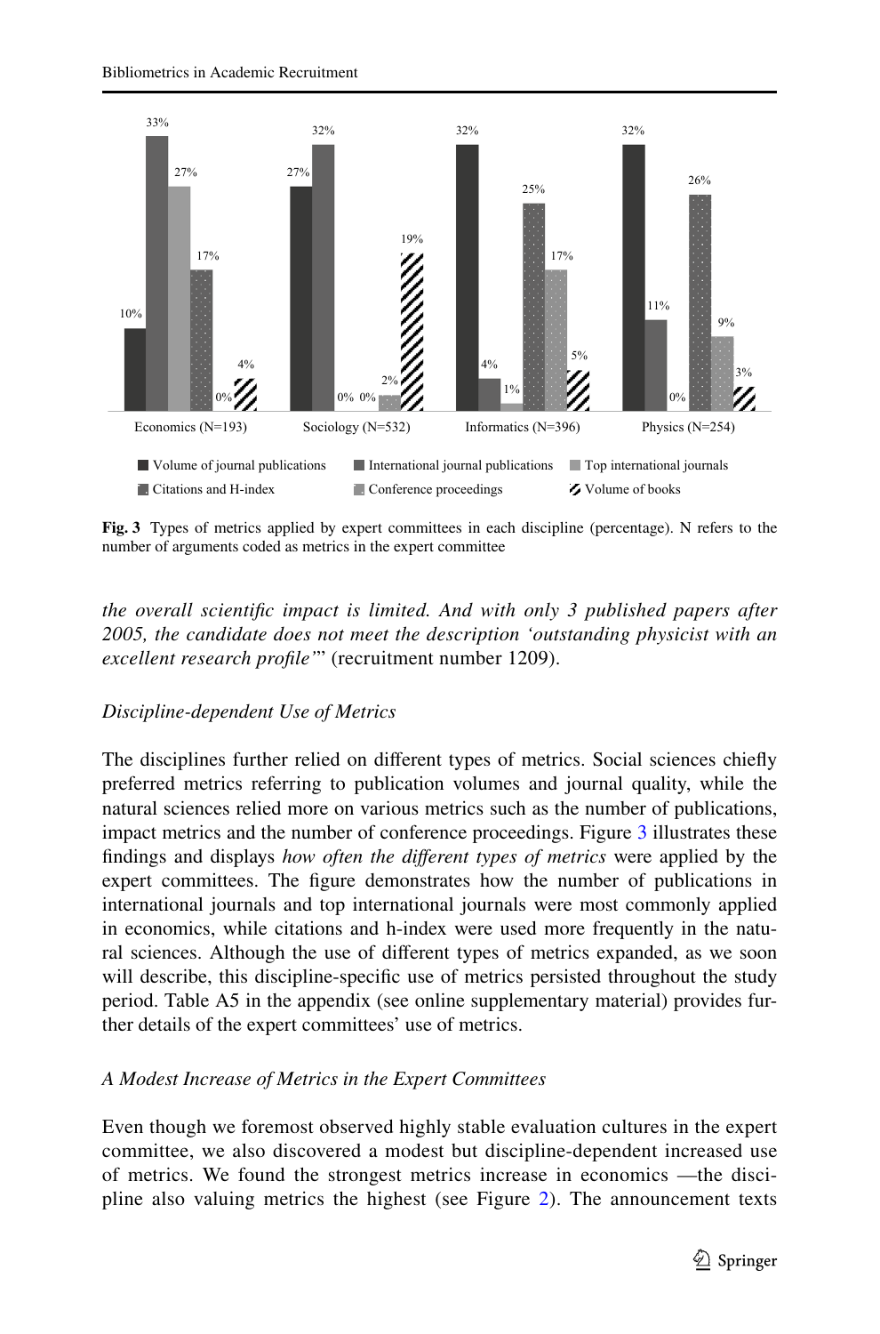**Fig. 3** Types of metrics applied by expert committees in each discipline (percentage). N refers to the number of arguments coded as metrics in the expert committee

*the overall scientific impact is limited. And with only 3 published papers after 2005, the candidate does not meet the description 'outstanding physicist with an excellent research profile'*" (recruitment number 1209).

### *Discipline-dependent Use of Metrics*

The disciplines further relied on different types of metrics. Social sciences chiefly preferred metrics referring to publication volumes and journal quality, while the natural sciences relied more on various metrics such as the number of publications, impact metrics and the number of conference proceedings. Figure 3 illustrates these findings and displays *how often the different types of metrics* were applied by the expert committees. The figure demonstrates how the number of publications in international journals and top international journals were most commonly applied in economics, while citations and h-index were used more frequently in the natural sciences. Although the use of different types of metrics expanded, as we soon will describe, this discipline-specific use of metrics persisted throughout the study period. Table A5 in the appendix (see online supplementary material) provides further details of the expert committees' use of metrics.

### *A Modest Increase of Metrics in the Expert Committees*

Even though we foremost observed highly stable evaluation cultures in the expert committee, we also discovered a modest but discipline-dependent increased use of metrics. We found the strongest metrics increase in economics —the discipline also valuing metrics the highest (see Figure 2). The announcement texts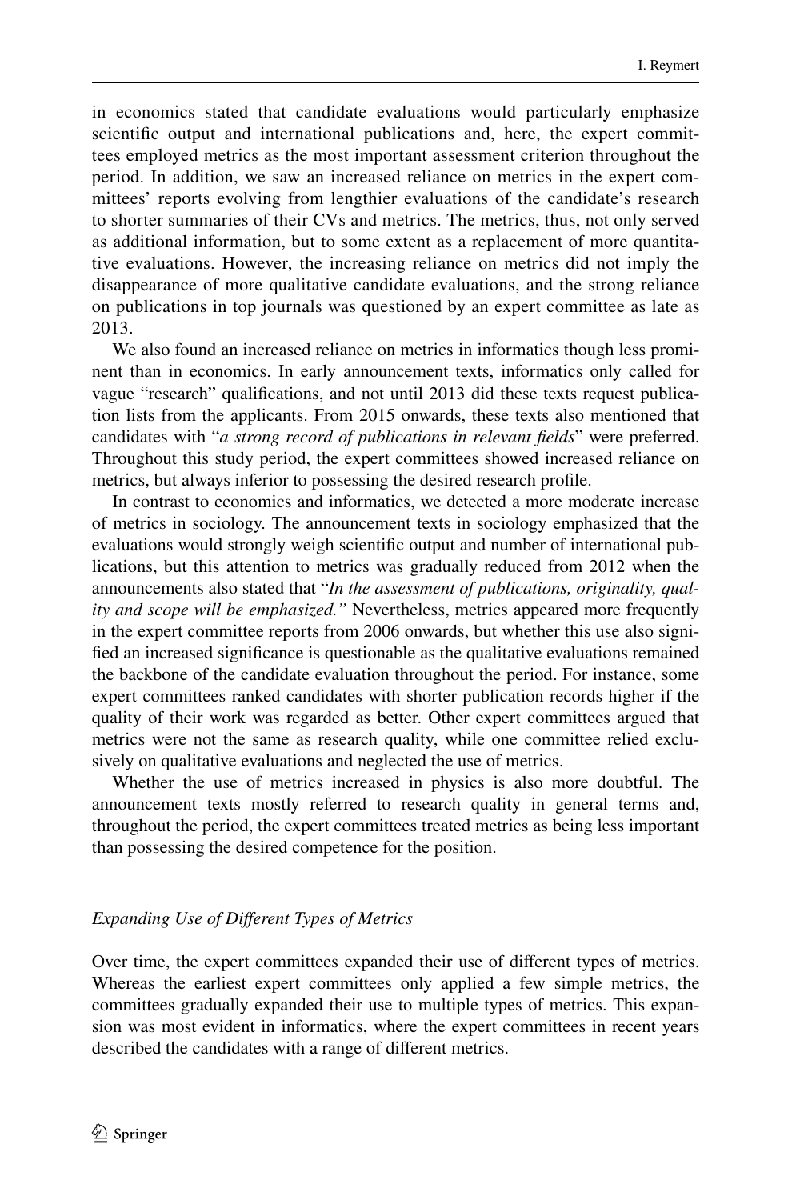in economics stated that candidate evaluations would particularly emphasize scientific output and international publications and, here, the expert committees employed metrics as the most important assessment criterion throughout the period. In addition, we saw an increased reliance on metrics in the expert committees' reports evolving from lengthier evaluations of the candidate's research to shorter summaries of their CVs and metrics. The metrics, thus, not only served as additional information, but to some extent as a replacement of more quantitative evaluations. However, the increasing reliance on metrics did not imply the disappearance of more qualitative candidate evaluations, and the strong reliance on publications in top journals was questioned by an expert committee as late as 2013.

We also found an increased reliance on metrics in informatics though less prominent than in economics. In early announcement texts, informatics only called for vague "research" qualifications, and not until 2013 did these texts request publication lists from the applicants. From 2015 onwards, these texts also mentioned that candidates with "*a strong record of publications in relevant fields*" were preferred. Throughout this study period, the expert committees showed increased reliance on metrics, but always inferior to possessing the desired research profile.

In contrast to economics and informatics, we detected a more moderate increase of metrics in sociology. The announcement texts in sociology emphasized that the evaluations would strongly weigh scientific output and number of international publications, but this attention to metrics was gradually reduced from 2012 when the announcements also stated that "*In the assessment of publications, originality, quality and scope will be emphasized.*" Nevertheless, metrics appeared more frequently in the expert committee reports from 2006 onwards, but whether this use also signified an increased significance is questionable as the qualitative evaluations remained the backbone of the candidate evaluation throughout the period. For instance, some expert committees ranked candidates with shorter publication records higher if the quality of their work was regarded as better. Other expert committees argued that metrics were not the same as research quality, while one committee relied exclusively on qualitative evaluations and neglected the use of metrics.

Whether the use of metrics increased in physics is also more doubtful. The announcement texts mostly referred to research quality in general terms and, throughout the period, the expert committees treated metrics as being less important than possessing the desired competence for the position.

### *Expanding Use of Different Types of Metrics*

Over time, the expert committees expanded their use of different types of metrics. Whereas the earliest expert committees only applied a few simple metrics, the committees gradually expanded their use to multiple types of metrics. This expansion was most evident in informatics, where the expert committees in recent years described the candidates with a range of different metrics.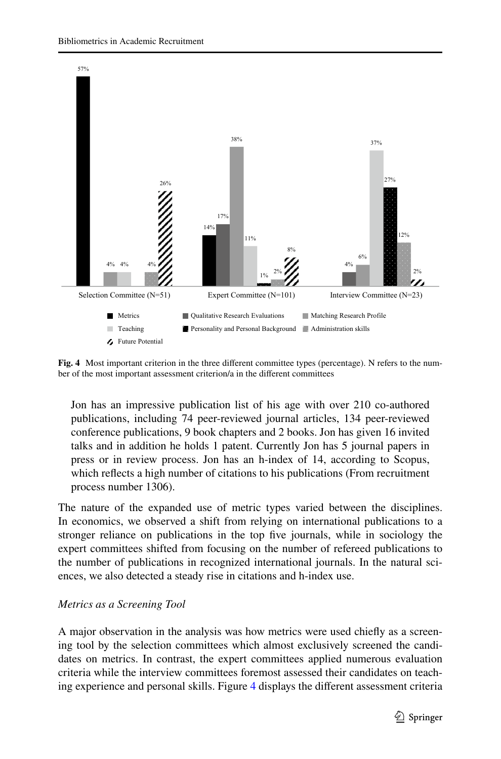**Fig. 4** Most important criterion in the three different committee types (percentage). N refers to the number of the most important assessment criterion/a in the different committees

> Jon has an impressive publication list of his age with over 210 co-authored publications, including 74 peer-reviewed journal articles, 134 peer-reviewed conference publications, 9 book chapters and 2 books. Jon has given 16 invited talks and in addition he holds 1 patent. Currently Jon has 5 journal papers in press or in review process. Jon has an h-index of 14, according to Scopus, which reflects a high number of citations to his publications (From recruitment process number 1306).

The nature of the expanded use of metric types varied between the disciplines. In economics, we observed a shift from relying on international publications to a stronger reliance on publications in the top five journals, while in sociology the expert committees shifted from focusing on the number of refereed publications to the number of publications in recognized international journals. In the natural sciences, we also detected a steady rise in citations and h-index use.

### *Metrics as a Screening Tool*

A major observation in the analysis was how metrics were used chiefly as a screening tool by the selection committees which almost exclusively screened the candidates on metrics. In contrast, the expert committees applied numerous evaluation criteria while the interview committees foremost assessed their candidates on teaching experience and personal skills. Figure 4 displays the different assessment criteria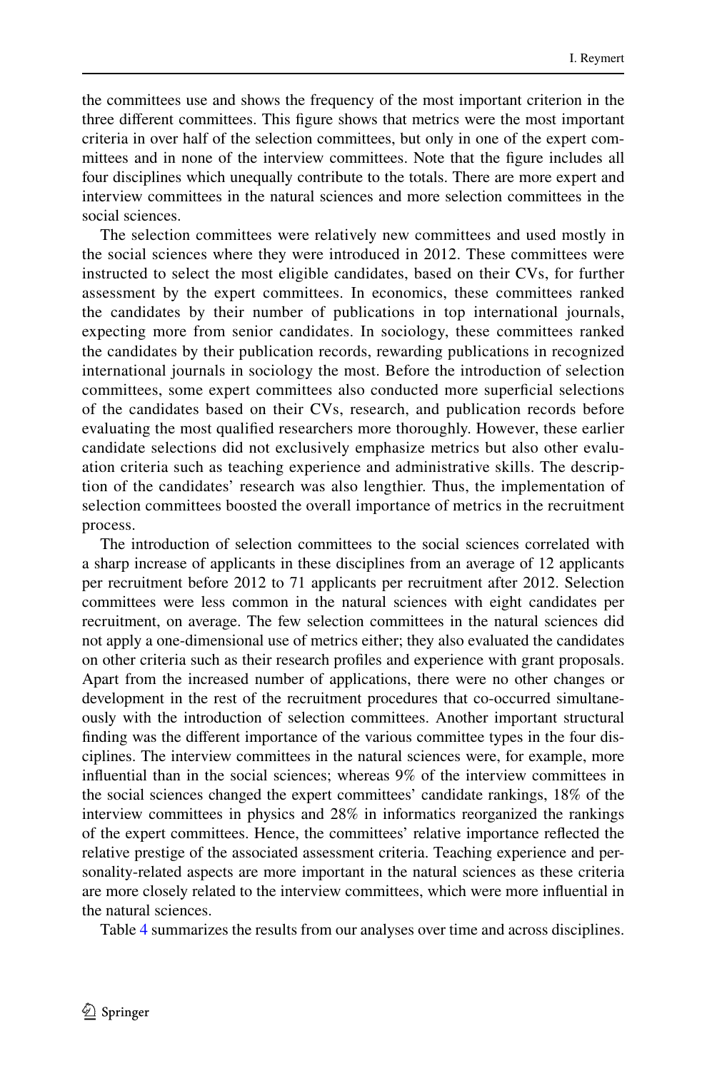the committees use and shows the frequency of the most important criterion in the three different committees. This figure shows that metrics were the most important criteria in over half of the selection committees, but only in one of the expert committees and in none of the interview committees. Note that the figure includes all four disciplines which unequally contribute to the totals. There are more expert and interview committees in the natural sciences and more selection committees in the social sciences.

The selection committees were relatively new committees and used mostly in the social sciences where they were introduced in 2012. These committees were instructed to select the most eligible candidates, based on their CVs, for further assessment by the expert committees. In economics, these committees ranked the candidates by their number of publications in top international journals, expecting more from senior candidates. In sociology, these committees ranked the candidates by their publication records, rewarding publications in recognized international journals in sociology the most. Before the introduction of selection committees, some expert committees also conducted more superficial selections of the candidates based on their CVs, research, and publication records before evaluating the most qualified researchers more thoroughly. However, these earlier candidate selections did not exclusively emphasize metrics but also other evaluation criteria such as teaching experience and administrative skills. The description of the candidates' research was also lengthier. Thus, the implementation of selection committees boosted the overall importance of metrics in the recruitment process.

The introduction of selection committees to the social sciences correlated with a sharp increase of applicants in these disciplines from an average of 12 applicants per recruitment before 2012 to 71 applicants per recruitment after 2012. Selection committees were less common in the natural sciences with eight candidates per recruitment, on average. The few selection committees in the natural sciences did not apply a one-dimensional use of metrics either; they also evaluated the candidates on other criteria such as their research profiles and experience with grant proposals. Apart from the increased number of applications, there were no other changes or development in the rest of the recruitment procedures that co-occurred simultaneously with the introduction of selection committees. Another important structural finding was the different importance of the various committee types in the four disciplines. The interview committees in the natural sciences were, for example, more influential than in the social sciences; whereas 9% of the interview committees in the social sciences changed the expert committees' candidate rankings, 18% of the interview committees in physics and 28% in informatics reorganized the rankings of the expert committees. Hence, the committees' relative importance reflected the relative prestige of the associated assessment criteria. Teaching experience and personality-related aspects are more important in the natural sciences as these criteria are more closely related to the interview committees, which were more influential in the natural sciences.

Table 4 summarizes the results from our analyses over time and across disciplines.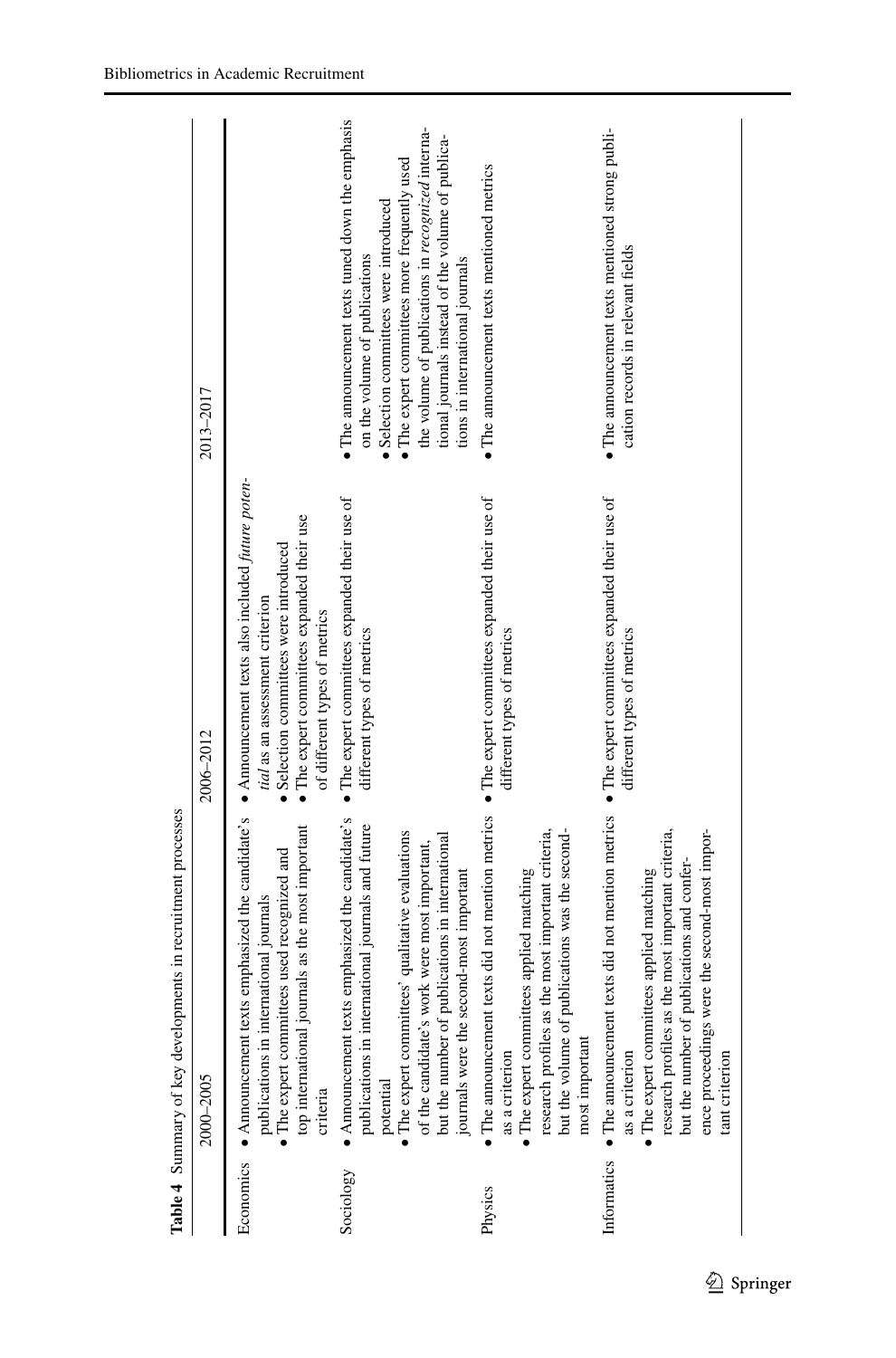**Table 4** Summary of key developments in recruitment processes

| | 2000–2005 | 2006–2012 | 2013–2017 |
|---|---|---|---|
| Economics | • Announcement texts emphasized the candidate's publications in international journals<br>• The expert committees used recognized and top international journals as the most important criteria | • Announcement texts also included *future potential* as an assessment criterion<br>• Selection committees were introduced<br>• The expert committees expanded their use of different types of metrics | |
| Sociology | • Announcement texts emphasized the candidate's publications in international journals and future potential<br>• The expert committees' qualitative evaluations of the candidate's work were most important, but the number of publications in international journals were the second-most important | • The expert committees expanded their use of different types of metrics | • The announcement texts tuned down the emphasis on the volume of publications<br>• Selection committees were introduced<br>• The expert committees more frequently used the volume of publications in *recognized* international journals instead of the volume of publications in international journals |
| Physics | • The announcement texts did not mention metrics as a criterion<br>• The expert committees applied matching research profiles as the most important criteria, but the volume of publications was the second-most important | • The expert committees expanded their use of different types of metrics | • The announcement texts mentioned metrics |
| Informatics | • The announcement texts did not mention metrics as a criterion<br>• The expert committees applied matching research profiles as the most important criteria, but the number of publications and conference proceedings were the second-most important criterion | • The expert committees expanded their use of different types of metrics | • The announcement texts mentioned strong publication records in relevant fields |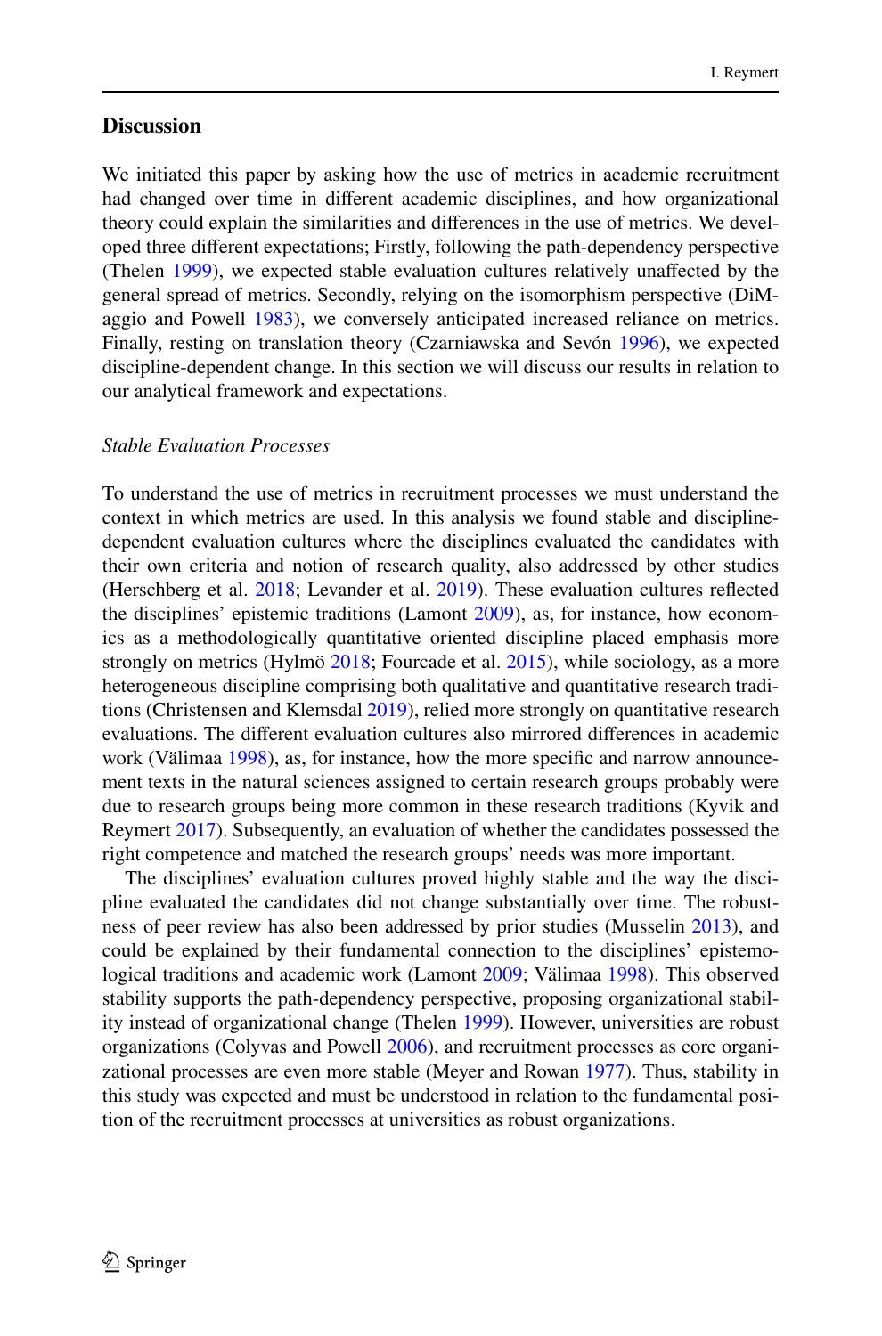## Discussion

We initiated this paper by asking how the use of metrics in academic recruitment had changed over time in different academic disciplines, and how organizational theory could explain the similarities and differences in the use of metrics. We developed three different expectations; Firstly, following the path-dependency perspective (Thelen 1999), we expected stable evaluation cultures relatively unaffected by the general spread of metrics. Secondly, relying on the isomorphism perspective (DiMaggio and Powell 1983), we conversely anticipated increased reliance on metrics. Finally, resting on translation theory (Czarniawska and Sevón 1996), we expected discipline-dependent change. In this section we will discuss our results in relation to our analytical framework and expectations.

*Stable Evaluation Processes*

To understand the use of metrics in recruitment processes we must understand the context in which metrics are used. In this analysis we found stable and discipline-dependent evaluation cultures where the disciplines evaluated the candidates with their own criteria and notion of research quality, also addressed by other studies (Herschberg et al. 2018; Levander et al. 2019). These evaluation cultures reflected the disciplines' epistemic traditions (Lamont 2009), as, for instance, how economics as a methodologically quantitative oriented discipline placed emphasis more strongly on metrics (Hylmö 2018; Fourcade et al. 2015), while sociology, as a more heterogeneous discipline comprising both qualitative and quantitative research traditions (Christensen and Klemsdal 2019), relied more strongly on quantitative research evaluations. The different evaluation cultures also mirrored differences in academic work (Välimaa 1998), as, for instance, how the more specific and narrow announcement texts in the natural sciences assigned to certain research groups probably were due to research groups being more common in these research traditions (Kyvik and Reymert 2017). Subsequently, an evaluation of whether the candidates possessed the right competence and matched the research groups' needs was more important.

The disciplines' evaluation cultures proved highly stable and the way the discipline evaluated the candidates did not change substantially over time. The robustness of peer review has also been addressed by prior studies (Musselin 2013), and could be explained by their fundamental connection to the disciplines' epistemological traditions and academic work (Lamont 2009; Välimaa 1998). This observed stability supports the path-dependency perspective, proposing organizational stability instead of organizational change (Thelen 1999). However, universities are robust organizations (Colyvas and Powell 2006), and recruitment processes as core organizational processes are even more stable (Meyer and Rowan 1977). Thus, stability in this study was expected and must be understood in relation to the fundamental position of the recruitment processes at universities as robust organizations.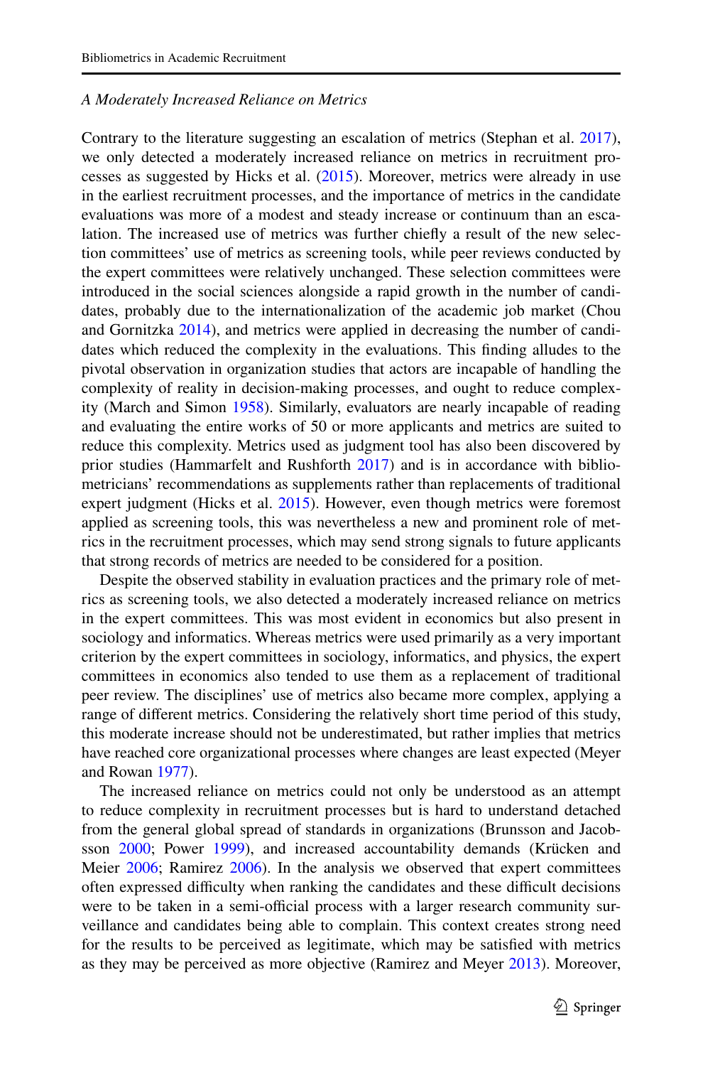*A Moderately Increased Reliance on Metrics*

Contrary to the literature suggesting an escalation of metrics (Stephan et al. 2017), we only detected a moderately increased reliance on metrics in recruitment processes as suggested by Hicks et al. (2015). Moreover, metrics were already in use in the earliest recruitment processes, and the importance of metrics in the candidate evaluations was more of a modest and steady increase or continuum than an escalation. The increased use of metrics was further chiefly a result of the new selection committees' use of metrics as screening tools, while peer reviews conducted by the expert committees were relatively unchanged. These selection committees were introduced in the social sciences alongside a rapid growth in the number of candidates, probably due to the internationalization of the academic job market (Chou and Gornitzka 2014), and metrics were applied in decreasing the number of candidates which reduced the complexity in the evaluations. This finding alludes to the pivotal observation in organization studies that actors are incapable of handling the complexity of reality in decision-making processes, and ought to reduce complexity (March and Simon 1958). Similarly, evaluators are nearly incapable of reading and evaluating the entire works of 50 or more applicants and metrics are suited to reduce this complexity. Metrics used as judgment tool has also been discovered by prior studies (Hammarfelt and Rushforth 2017) and is in accordance with bibliometricians' recommendations as supplements rather than replacements of traditional expert judgment (Hicks et al. 2015). However, even though metrics were foremost applied as screening tools, this was nevertheless a new and prominent role of metrics in the recruitment processes, which may send strong signals to future applicants that strong records of metrics are needed to be considered for a position.

Despite the observed stability in evaluation practices and the primary role of metrics as screening tools, we also detected a moderately increased reliance on metrics in the expert committees. This was most evident in economics but also present in sociology and informatics. Whereas metrics were used primarily as a very important criterion by the expert committees in sociology, informatics, and physics, the expert committees in economics also tended to use them as a replacement of traditional peer review. The disciplines' use of metrics also became more complex, applying a range of different metrics. Considering the relatively short time period of this study, this moderate increase should not be underestimated, but rather implies that metrics have reached core organizational processes where changes are least expected (Meyer and Rowan 1977).

The increased reliance on metrics could not only be understood as an attempt to reduce complexity in recruitment processes but is hard to understand detached from the general global spread of standards in organizations (Brunsson and Jacobsson 2000; Power 1999), and increased accountability demands (Krücken and Meier 2006; Ramirez 2006). In the analysis we observed that expert committees often expressed difficulty when ranking the candidates and these difficult decisions were to be taken in a semi-official process with a larger research community surveillance and candidates being able to complain. This context creates strong need for the results to be perceived as legitimate, which may be satisfied with metrics as they may be perceived as more objective (Ramirez and Meyer 2013). Moreover,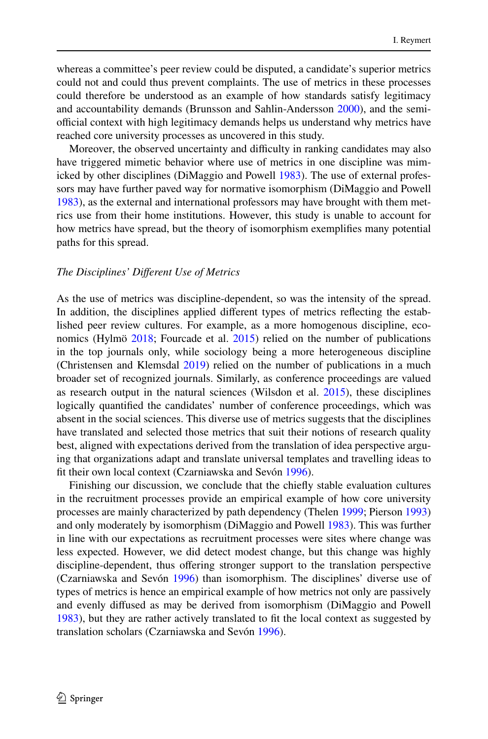whereas a committee's peer review could be disputed, a candidate's superior metrics could not and could thus prevent complaints. The use of metrics in these processes could therefore be understood as an example of how standards satisfy legitimacy and accountability demands (Brunsson and Sahlin-Andersson 2000), and the semi-official context with high legitimacy demands helps us understand why metrics have reached core university processes as uncovered in this study.

Moreover, the observed uncertainty and difficulty in ranking candidates may also have triggered mimetic behavior where use of metrics in one discipline was mimicked by other disciplines (DiMaggio and Powell 1983). The use of external professors may have further paved way for normative isomorphism (DiMaggio and Powell 1983), as the external and international professors may have brought with them metrics use from their home institutions. However, this study is unable to account for how metrics have spread, but the theory of isomorphism exemplifies many potential paths for this spread.

### *The Disciplines' Different Use of Metrics*

As the use of metrics was discipline-dependent, so was the intensity of the spread. In addition, the disciplines applied different types of metrics reflecting the established peer review cultures. For example, as a more homogenous discipline, economics (Hylmö 2018; Fourcade et al. 2015) relied on the number of publications in the top journals only, while sociology being a more heterogeneous discipline (Christensen and Klemsdal 2019) relied on the number of publications in a much broader set of recognized journals. Similarly, as conference proceedings are valued as research output in the natural sciences (Wilsdon et al. 2015), these disciplines logically quantified the candidates' number of conference proceedings, which was absent in the social sciences. This diverse use of metrics suggests that the disciplines have translated and selected those metrics that suit their notions of research quality best, aligned with expectations derived from the translation of idea perspective arguing that organizations adapt and translate universal templates and travelling ideas to fit their own local context (Czarniawska and Sevón 1996).

Finishing our discussion, we conclude that the chiefly stable evaluation cultures in the recruitment processes provide an empirical example of how core university processes are mainly characterized by path dependency (Thelen 1999; Pierson 1993) and only moderately by isomorphism (DiMaggio and Powell 1983). This was further in line with our expectations as recruitment processes were sites where change was less expected. However, we did detect modest change, but this change was highly discipline-dependent, thus offering stronger support to the translation perspective (Czarniawska and Sevón 1996) than isomorphism. The disciplines' diverse use of types of metrics is hence an empirical example of how metrics not only are passively and evenly diffused as may be derived from isomorphism (DiMaggio and Powell 1983), but they are rather actively translated to fit the local context as suggested by translation scholars (Czarniawska and Sevón 1996).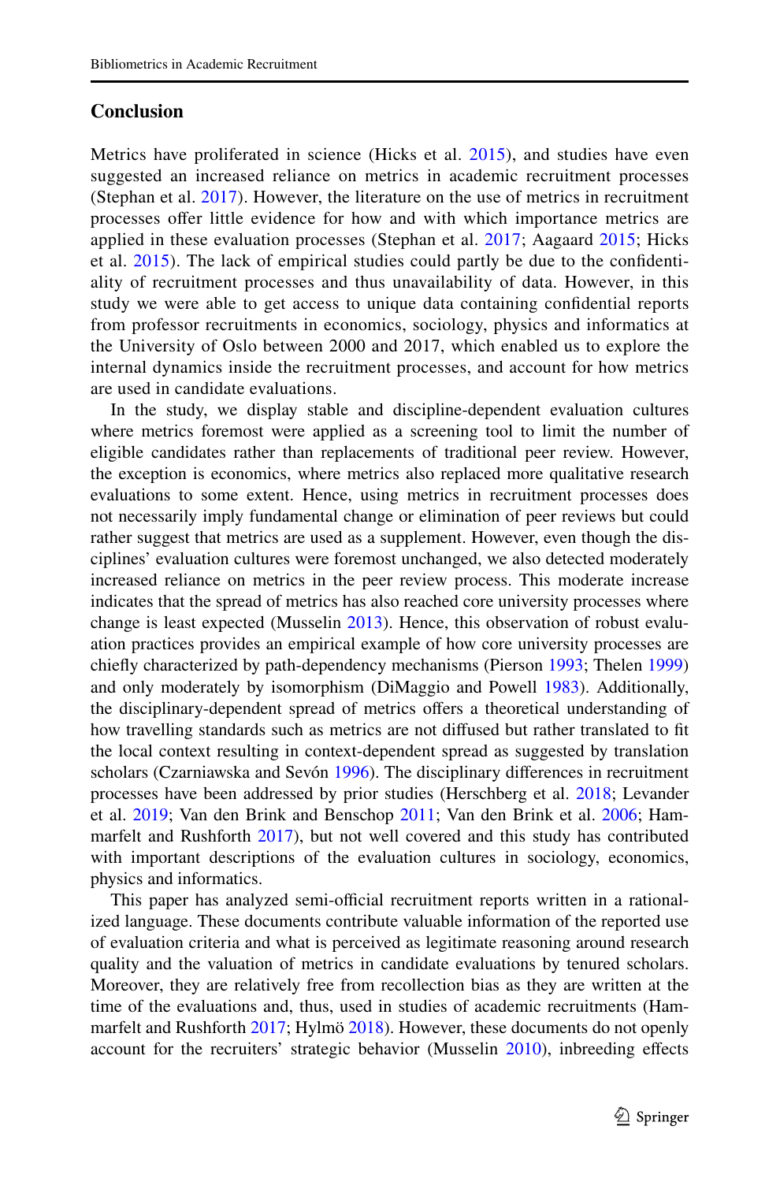## Conclusion

Metrics have proliferated in science (Hicks et al. 2015), and studies have even suggested an increased reliance on metrics in academic recruitment processes (Stephan et al. 2017). However, the literature on the use of metrics in recruitment processes offer little evidence for how and with which importance metrics are applied in these evaluation processes (Stephan et al. 2017; Aagaard 2015; Hicks et al. 2015). The lack of empirical studies could partly be due to the confidentiality of recruitment processes and thus unavailability of data. However, in this study we were able to get access to unique data containing confidential reports from professor recruitments in economics, sociology, physics and informatics at the University of Oslo between 2000 and 2017, which enabled us to explore the internal dynamics inside the recruitment processes, and account for how metrics are used in candidate evaluations.

In the study, we display stable and discipline-dependent evaluation cultures where metrics foremost were applied as a screening tool to limit the number of eligible candidates rather than replacements of traditional peer review. However, the exception is economics, where metrics also replaced more qualitative research evaluations to some extent. Hence, using metrics in recruitment processes does not necessarily imply fundamental change or elimination of peer reviews but could rather suggest that metrics are used as a supplement. However, even though the disciplines' evaluation cultures were foremost unchanged, we also detected moderately increased reliance on metrics in the peer review process. This moderate increase indicates that the spread of metrics has also reached core university processes where change is least expected (Musselin 2013). Hence, this observation of robust evaluation practices provides an empirical example of how core university processes are chiefly characterized by path-dependency mechanisms (Pierson 1993; Thelen 1999) and only moderately by isomorphism (DiMaggio and Powell 1983). Additionally, the disciplinary-dependent spread of metrics offers a theoretical understanding of how travelling standards such as metrics are not diffused but rather translated to fit the local context resulting in context-dependent spread as suggested by translation scholars (Czarniawska and Sevón 1996). The disciplinary differences in recruitment processes have been addressed by prior studies (Herschberg et al. 2018; Levander et al. 2019; Van den Brink and Benschop 2011; Van den Brink et al. 2006; Hammarfelt and Rushforth 2017), but not well covered and this study has contributed with important descriptions of the evaluation cultures in sociology, economics, physics and informatics.

This paper has analyzed semi-official recruitment reports written in a rationalized language. These documents contribute valuable information of the reported use of evaluation criteria and what is perceived as legitimate reasoning around research quality and the valuation of metrics in candidate evaluations by tenured scholars. Moreover, they are relatively free from recollection bias as they are written at the time of the evaluations and, thus, used in studies of academic recruitments (Hammarfelt and Rushforth 2017; Hylmö 2018). However, these documents do not openly account for the recruiters' strategic behavior (Musselin 2010), inbreeding effects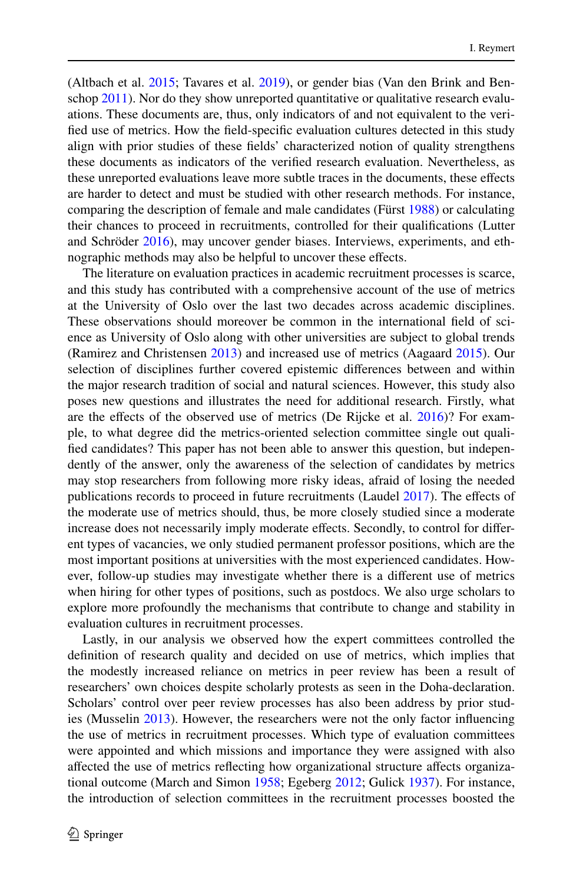(Altbach et al. 2015; Tavares et al. 2019), or gender bias (Van den Brink and Benschop 2011). Nor do they show unreported quantitative or qualitative research evaluations. These documents are, thus, only indicators of and not equivalent to the verified use of metrics. How the field-specific evaluation cultures detected in this study align with prior studies of these fields' characterized notion of quality strengthens these documents as indicators of the verified research evaluation. Nevertheless, as these unreported evaluations leave more subtle traces in the documents, these effects are harder to detect and must be studied with other research methods. For instance, comparing the description of female and male candidates (Fürst 1988) or calculating their chances to proceed in recruitments, controlled for their qualifications (Lutter and Schröder 2016), may uncover gender biases. Interviews, experiments, and ethnographic methods may also be helpful to uncover these effects.

The literature on evaluation practices in academic recruitment processes is scarce, and this study has contributed with a comprehensive account of the use of metrics at the University of Oslo over the last two decades across academic disciplines. These observations should moreover be common in the international field of science as University of Oslo along with other universities are subject to global trends (Ramirez and Christensen 2013) and increased use of metrics (Aagaard 2015). Our selection of disciplines further covered epistemic differences between and within the major research tradition of social and natural sciences. However, this study also poses new questions and illustrates the need for additional research. Firstly, what are the effects of the observed use of metrics (De Rijcke et al. 2016)? For example, to what degree did the metrics-oriented selection committee single out qualified candidates? This paper has not been able to answer this question, but independently of the answer, only the awareness of the selection of candidates by metrics may stop researchers from following more risky ideas, afraid of losing the needed publications records to proceed in future recruitments (Laudel 2017). The effects of the moderate use of metrics should, thus, be more closely studied since a moderate increase does not necessarily imply moderate effects. Secondly, to control for different types of vacancies, we only studied permanent professor positions, which are the most important positions at universities with the most experienced candidates. However, follow-up studies may investigate whether there is a different use of metrics when hiring for other types of positions, such as postdocs. We also urge scholars to explore more profoundly the mechanisms that contribute to change and stability in evaluation cultures in recruitment processes.

Lastly, in our analysis we observed how the expert committees controlled the definition of research quality and decided on use of metrics, which implies that the modestly increased reliance on metrics in peer review has been a result of researchers' own choices despite scholarly protests as seen in the Doha-declaration. Scholars' control over peer review processes has also been address by prior studies (Musselin 2013). However, the researchers were not the only factor influencing the use of metrics in recruitment processes. Which type of evaluation committees were appointed and which missions and importance they were assigned with also affected the use of metrics reflecting how organizational structure affects organizational outcome (March and Simon 1958; Egeberg 2012; Gulick 1937). For instance, the introduction of selection committees in the recruitment processes boosted the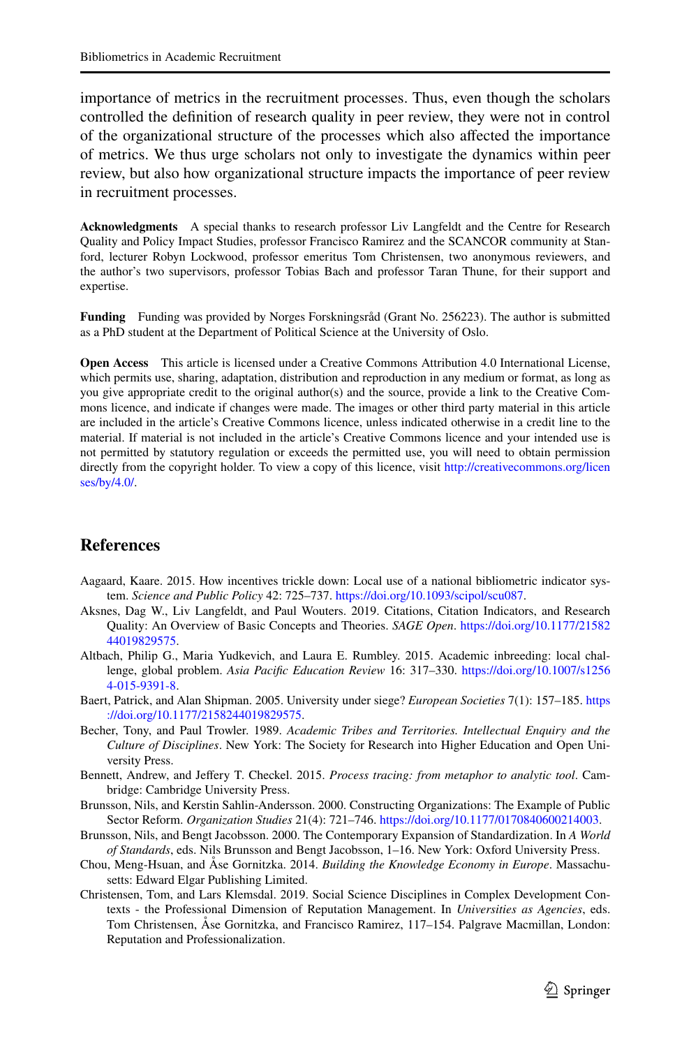importance of metrics in the recruitment processes. Thus, even though the scholars controlled the definition of research quality in peer review, they were not in control of the organizational structure of the processes which also affected the importance of metrics. We thus urge scholars not only to investigate the dynamics within peer review, but also how organizational structure impacts the importance of peer review in recruitment processes.

**Acknowledgments** A special thanks to research professor Liv Langfeldt and the Centre for Research Quality and Policy Impact Studies, professor Francisco Ramirez and the SCANCOR community at Stanford, lecturer Robyn Lockwood, professor emeritus Tom Christensen, two anonymous reviewers, and the author's two supervisors, professor Tobias Bach and professor Taran Thune, for their support and expertise.

**Funding** Funding was provided by Norges Forskningsråd (Grant No. 256223). The author is submitted as a PhD student at the Department of Political Science at the University of Oslo.

**Open Access** This article is licensed under a Creative Commons Attribution 4.0 International License, which permits use, sharing, adaptation, distribution and reproduction in any medium or format, as long as you give appropriate credit to the original author(s) and the source, provide a link to the Creative Commons licence, and indicate if changes were made. The images or other third party material in this article are included in the article's Creative Commons licence, unless indicated otherwise in a credit line to the material. If material is not included in the article's Creative Commons licence and your intended use is not permitted by statutory regulation or exceeds the permitted use, you will need to obtain permission directly from the copyright holder. To view a copy of this licence, visit http://creativecommons.org/licenses/by/4.0/.

## References

Aagaard, Kaare. 2015. How incentives trickle down: Local use of a national bibliometric indicator system. *Science and Public Policy* 42: 725–737. https://doi.org/10.1093/scipol/scu087.

Aksnes, Dag W., Liv Langfeldt, and Paul Wouters. 2019. Citations, Citation Indicators, and Research Quality: An Overview of Basic Concepts and Theories. *SAGE Open*. https://doi.org/10.1177/2158244019829575.

Altbach, Philip G., Maria Yudkevich, and Laura E. Rumbley. 2015. Academic inbreeding: local challenge, global problem. *Asia Pacific Education Review* 16: 317–330. https://doi.org/10.1007/s12564-015-9391-8.

Baert, Patrick, and Alan Shipman. 2005. University under siege? *European Societies* 7(1): 157–185. https://doi.org/10.1177/2158244019829575.

Becher, Tony, and Paul Trowler. 1989. *Academic Tribes and Territories. Intellectual Enquiry and the Culture of Disciplines*. New York: The Society for Research into Higher Education and Open University Press.

Bennett, Andrew, and Jeffery T. Checkel. 2015. *Process tracing: from metaphor to analytic tool*. Cambridge: Cambridge University Press.

Brunsson, Nils, and Kerstin Sahlin-Andersson. 2000. Constructing Organizations: The Example of Public Sector Reform. *Organization Studies* 21(4): 721–746. https://doi.org/10.1177/0170840600214003.

Brunsson, Nils, and Bengt Jacobsson. 2000. The Contemporary Expansion of Standardization. In *A World of Standards*, eds. Nils Brunsson and Bengt Jacobsson, 1–16. New York: Oxford University Press.

Chou, Meng-Hsuan, and Åse Gornitzka. 2014. *Building the Knowledge Economy in Europe*. Massachusetts: Edward Elgar Publishing Limited.

Christensen, Tom, and Lars Klemsdal. 2019. Social Science Disciplines in Complex Development Contexts - the Professional Dimension of Reputation Management. In *Universities as Agencies*, eds. Tom Christensen, Åse Gornitzka, and Francisco Ramirez, 117–154. Palgrave Macmillan, London: Reputation and Professionalization.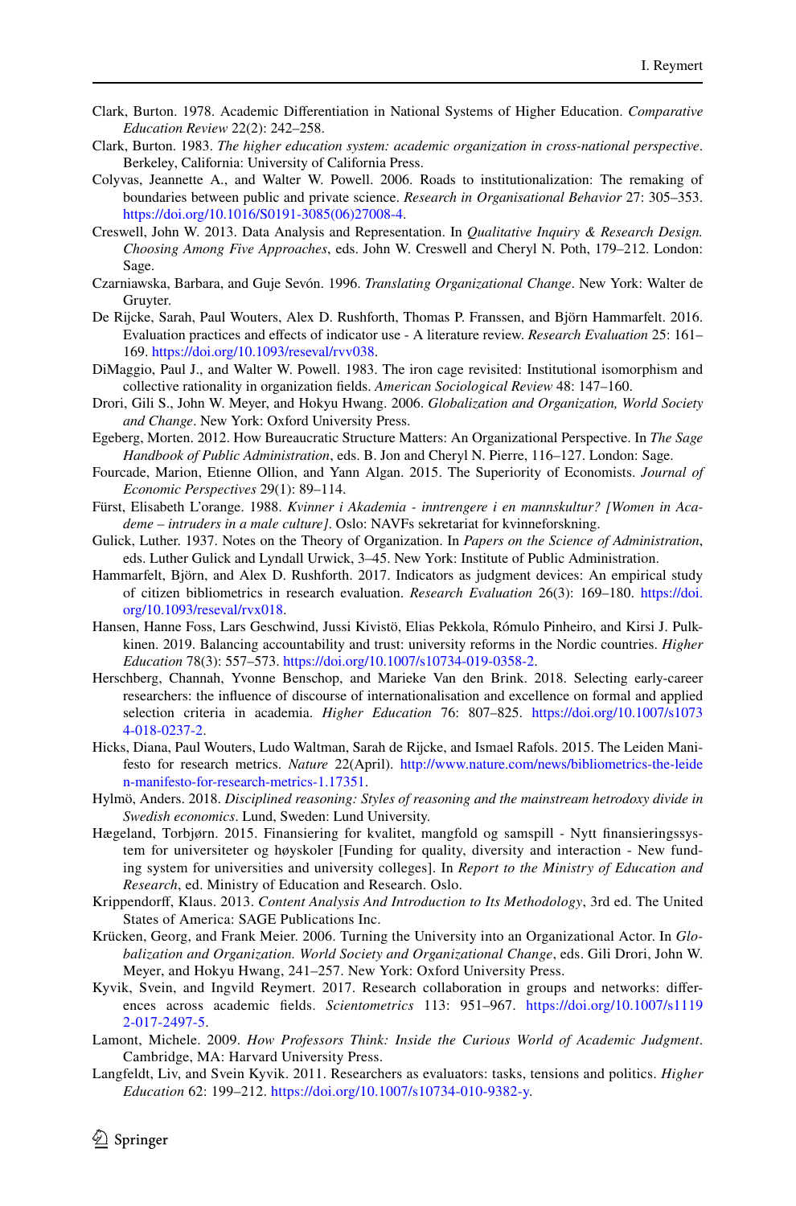Clark, Burton. 1978. Academic Differentiation in National Systems of Higher Education. *Comparative Education Review* 22(2): 242–258.

Clark, Burton. 1983. *The higher education system: academic organization in cross-national perspective*. Berkeley, California: University of California Press.

Colyvas, Jeannette A., and Walter W. Powell. 2006. Roads to institutionalization: The remaking of boundaries between public and private science. *Research in Organisational Behavior* 27: 305–353. https://doi.org/10.1016/S0191-3085(06)27008-4.

Creswell, John W. 2013. Data Analysis and Representation. In *Qualitative Inquiry & Research Design. Choosing Among Five Approaches*, eds. John W. Creswell and Cheryl N. Poth, 179–212. London: Sage.

Czarniawska, Barbara, and Guje Sevón. 1996. *Translating Organizational Change*. New York: Walter de Gruyter.

De Rijcke, Sarah, Paul Wouters, Alex D. Rushforth, Thomas P. Franssen, and Björn Hammarfelt. 2016. Evaluation practices and effects of indicator use - A literature review. *Research Evaluation* 25: 161–169. https://doi.org/10.1093/reseval/rvv038.

DiMaggio, Paul J., and Walter W. Powell. 1983. The iron cage revisited: Institutional isomorphism and collective rationality in organization fields. *American Sociological Review* 48: 147–160.

Drori, Gili S., John W. Meyer, and Hokyu Hwang. 2006. *Globalization and Organization, World Society and Change*. New York: Oxford University Press.

Egeberg, Morten. 2012. How Bureaucratic Structure Matters: An Organizational Perspective. In *The Sage Handbook of Public Administration*, eds. B. Jon and Cheryl N. Pierre, 116–127. London: Sage.

Fourcade, Marion, Etienne Ollion, and Yann Algan. 2015. The Superiority of Economists. *Journal of Economic Perspectives* 29(1): 89–114.

Fürst, Elisabeth L'orange. 1988. *Kvinner i Akademia - inntrengere i en mannskultur? [Women in Academe – intruders in a male culture]*. Oslo: NAVFs sekretariat for kvinneforskning.

Gulick, Luther. 1937. Notes on the Theory of Organization. In *Papers on the Science of Administration*, eds. Luther Gulick and Lyndall Urwick, 3–45. New York: Institute of Public Administration.

Hammarfelt, Björn, and Alex D. Rushforth. 2017. Indicators as judgment devices: An empirical study of citizen bibliometrics in research evaluation. *Research Evaluation* 26(3): 169–180. https://doi.org/10.1093/reseval/rvx018.

Hansen, Hanne Foss, Lars Geschwind, Jussi Kivistö, Elias Pekkola, Rómulo Pinheiro, and Kirsi J. Pulkkinen. 2019. Balancing accountability and trust: university reforms in the Nordic countries. *Higher Education* 78(3): 557–573. https://doi.org/10.1007/s10734-019-0358-2.

Herschberg, Channah, Yvonne Benschop, and Marieke Van den Brink. 2018. Selecting early-career researchers: the influence of discourse of internationalisation and excellence on formal and applied selection criteria in academia. *Higher Education* 76: 807–825. https://doi.org/10.1007/s10734-018-0237-2.

Hicks, Diana, Paul Wouters, Ludo Waltman, Sarah de Rijcke, and Ismael Rafols. 2015. The Leiden Manifesto for research metrics. *Nature* 22(April). http://www.nature.com/news/bibliometrics-the-leiden-manifesto-for-research-metrics-1.17351.

Hylmö, Anders. 2018. *Disciplined reasoning: Styles of reasoning and the mainstream hetrodoxy divide in Swedish economics*. Lund, Sweden: Lund University.

Hægeland, Torbjørn. 2015. Finansiering for kvalitet, mangfold og samspill - Nytt finansieringssystem for universiteter og høyskoler [Funding for quality, diversity and interaction - New funding system for universities and university colleges]. In *Report to the Ministry of Education and Research*, ed. Ministry of Education and Research. Oslo.

Krippendorff, Klaus. 2013. *Content Analysis And Introduction to Its Methodology*, 3rd ed. The United States of America: SAGE Publications Inc.

Krücken, Georg, and Frank Meier. 2006. Turning the University into an Organizational Actor. In *Globalization and Organization. World Society and Organizational Change*, eds. Gili Drori, John W. Meyer, and Hokyu Hwang, 241–257. New York: Oxford University Press.

Kyvik, Svein, and Ingvild Reymert. 2017. Research collaboration in groups and networks: differences across academic fields. *Scientometrics* 113: 951–967. https://doi.org/10.1007/s11192-017-2497-5.

Lamont, Michele. 2009. *How Professors Think: Inside the Curious World of Academic Judgment*. Cambridge, MA: Harvard University Press.

Langfeldt, Liv, and Svein Kyvik. 2011. Researchers as evaluators: tasks, tensions and politics. *Higher Education* 62: 199–212. https://doi.org/10.1007/s10734-010-9382-y.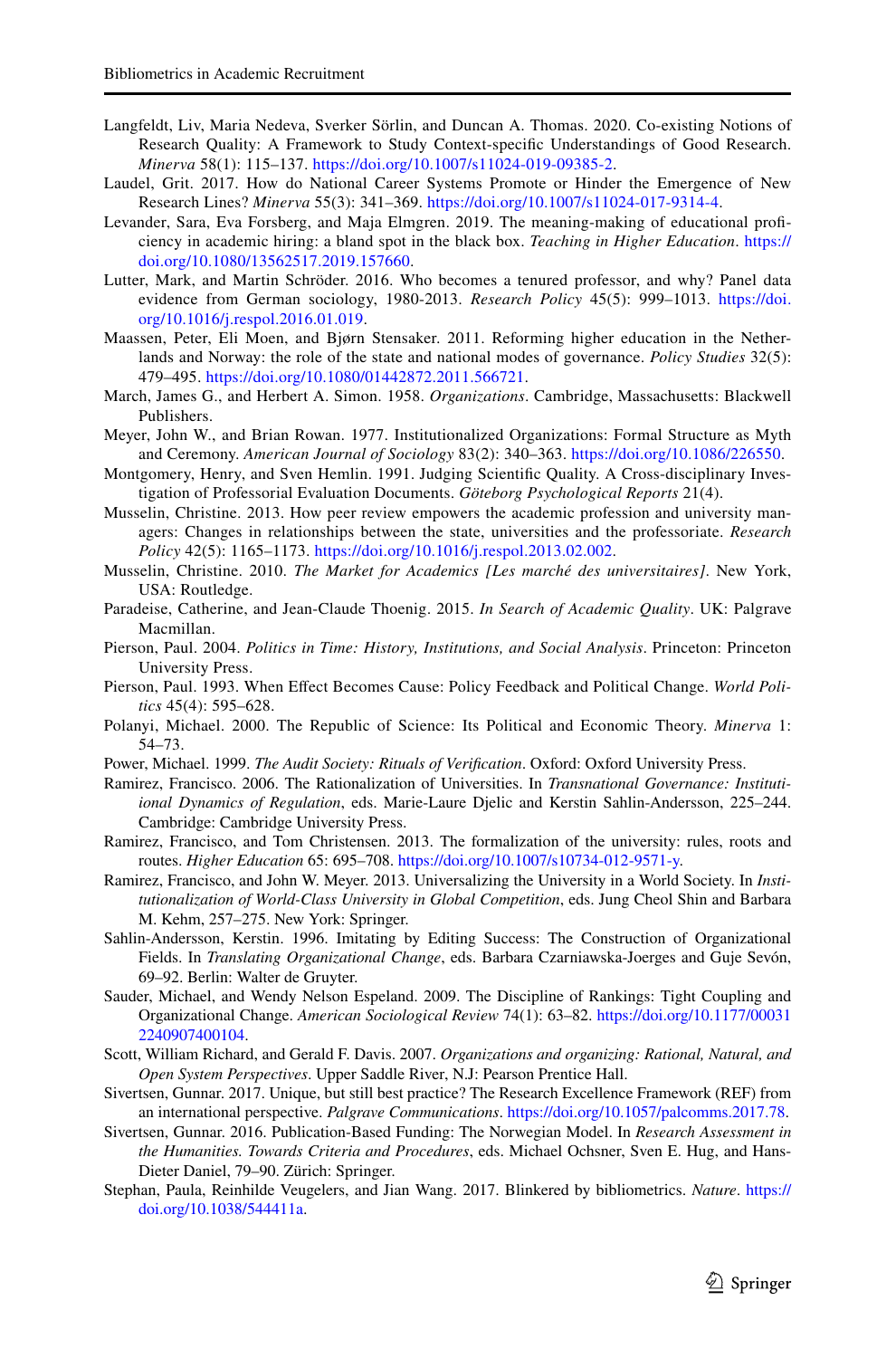Langfeldt, Liv, Maria Nedeva, Sverker Sörlin, and Duncan A. Thomas. 2020. Co-existing Notions of Research Quality: A Framework to Study Context-specific Understandings of Good Research. *Minerva* 58(1): 115–137. https://doi.org/10.1007/s11024-019-09385-2.

Laudel, Grit. 2017. How do National Career Systems Promote or Hinder the Emergence of New Research Lines? *Minerva* 55(3): 341–369. https://doi.org/10.1007/s11024-017-9314-4.

Levander, Sara, Eva Forsberg, and Maja Elmgren. 2019. The meaning-making of educational proficiency in academic hiring: a bland spot in the black box. *Teaching in Higher Education*. https://doi.org/10.1080/13562517.2019.157660.

Lutter, Mark, and Martin Schröder. 2016. Who becomes a tenured professor, and why? Panel data evidence from German sociology, 1980-2013. *Research Policy* 45(5): 999–1013. https://doi.org/10.1016/j.respol.2016.01.019.

Maassen, Peter, Eli Moen, and Bjørn Stensaker. 2011. Reforming higher education in the Netherlands and Norway: the role of the state and national modes of governance. *Policy Studies* 32(5): 479–495. https://doi.org/10.1080/01442872.2011.566721.

March, James G., and Herbert A. Simon. 1958. *Organizations*. Cambridge, Massachusetts: Blackwell Publishers.

Meyer, John W., and Brian Rowan. 1977. Institutionalized Organizations: Formal Structure as Myth and Ceremony. *American Journal of Sociology* 83(2): 340–363. https://doi.org/10.1086/226550.

Montgomery, Henry, and Sven Hemlin. 1991. Judging Scientific Quality. A Cross-disciplinary Investigation of Professorial Evaluation Documents. *Göteborg Psychological Reports* 21(4).

Musselin, Christine. 2013. How peer review empowers the academic profession and university managers: Changes in relationships between the state, universities and the professoriate. *Research Policy* 42(5): 1165–1173. https://doi.org/10.1016/j.respol.2013.02.002.

Musselin, Christine. 2010. *The Market for Academics [Les marché des universitaires]*. New York, USA: Routledge.

Paradeise, Catherine, and Jean-Claude Thoenig. 2015. *In Search of Academic Quality*. UK: Palgrave Macmillan.

Pierson, Paul. 2004. *Politics in Time: History, Institutions, and Social Analysis*. Princeton: Princeton University Press.

Pierson, Paul. 1993. When Effect Becomes Cause: Policy Feedback and Political Change. *World Politics* 45(4): 595–628.

Polanyi, Michael. 2000. The Republic of Science: Its Political and Economic Theory. *Minerva* 1: 54–73.

Power, Michael. 1999. *The Audit Society: Rituals of Verification*. Oxford: Oxford University Press.

Ramirez, Francisco. 2006. The Rationalization of Universities. In *Transnational Governance: Institutional Dynamics of Regulation*, eds. Marie-Laure Djelic and Kerstin Sahlin-Andersson, 225–244. Cambridge: Cambridge University Press.

Ramirez, Francisco, and Tom Christensen. 2013. The formalization of the university: rules, roots and routes. *Higher Education* 65: 695–708. https://doi.org/10.1007/s10734-012-9571-y.

Ramirez, Francisco, and John W. Meyer. 2013. Universalizing the University in a World Society. In *Institutionalization of World-Class University in Global Competition*, eds. Jung Cheol Shin and Barbara M. Kehm, 257–275. New York: Springer.

Sahlin-Andersson, Kerstin. 1996. Imitating by Editing Success: The Construction of Organizational Fields. In *Translating Organizational Change*, eds. Barbara Czarniawska-Joerges and Guje Sevón, 69–92. Berlin: Walter de Gruyter.

Sauder, Michael, and Wendy Nelson Espeland. 2009. The Discipline of Rankings: Tight Coupling and Organizational Change. *American Sociological Review* 74(1): 63–82. https://doi.org/10.1177/000312240907400104.

Scott, William Richard, and Gerald F. Davis. 2007. *Organizations and organizing: Rational, Natural, and Open System Perspectives*. Upper Saddle River, N.J: Pearson Prentice Hall.

Sivertsen, Gunnar. 2017. Unique, but still best practice? The Research Excellence Framework (REF) from an international perspective. *Palgrave Communications*. https://doi.org/10.1057/palcomms.2017.78.

Sivertsen, Gunnar. 2016. Publication-Based Funding: The Norwegian Model. In *Research Assessment in the Humanities. Towards Criteria and Procedures*, eds. Michael Ochsner, Sven E. Hug, and Hans-Dieter Daniel, 79–90. Zürich: Springer.

Stephan, Paula, Reinhilde Veugelers, and Jian Wang. 2017. Blinkered by bibliometrics. *Nature*. https://doi.org/10.1038/544411a.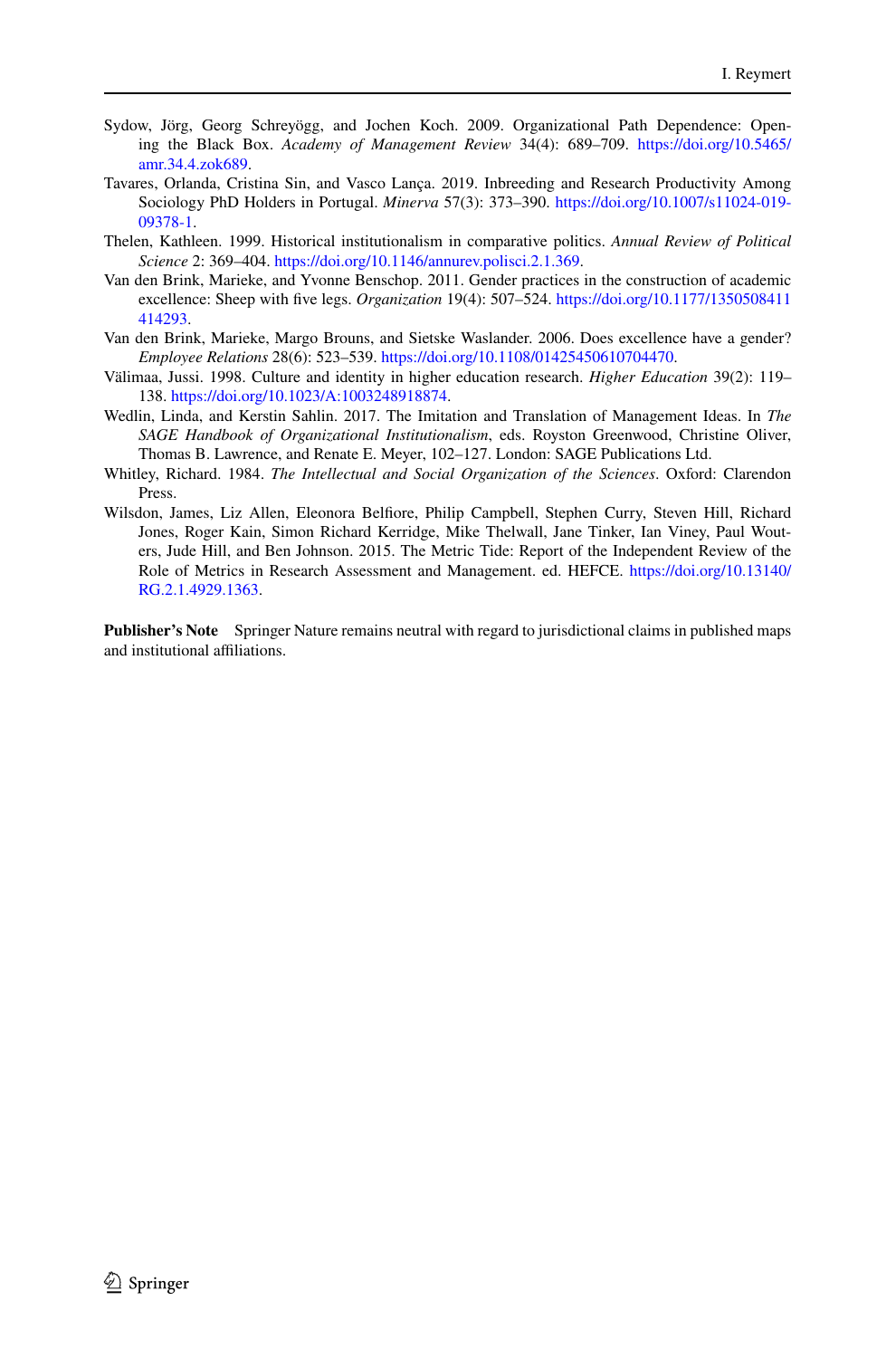Sydow, Jörg, Georg Schreyögg, and Jochen Koch. 2009. Organizational Path Dependence: Opening the Black Box. *Academy of Management Review* 34(4): 689–709. https://doi.org/10.5465/amr.34.4.zok689.

Tavares, Orlanda, Cristina Sin, and Vasco Lança. 2019. Inbreeding and Research Productivity Among Sociology PhD Holders in Portugal. *Minerva* 57(3): 373–390. https://doi.org/10.1007/s11024-019-09378-1.

Thelen, Kathleen. 1999. Historical institutionalism in comparative politics. *Annual Review of Political Science* 2: 369–404. https://doi.org/10.1146/annurev.polisci.2.1.369.

Van den Brink, Marieke, and Yvonne Benschop. 2011. Gender practices in the construction of academic excellence: Sheep with five legs. *Organization* 19(4): 507–524. https://doi.org/10.1177/1350508411414293.

Van den Brink, Marieke, Margo Brouns, and Sietske Waslander. 2006. Does excellence have a gender? *Employee Relations* 28(6): 523–539. https://doi.org/10.1108/01425450610704470.

Välimaa, Jussi. 1998. Culture and identity in higher education research. *Higher Education* 39(2): 119–138. https://doi.org/10.1023/A:1003248918874.

Wedlin, Linda, and Kerstin Sahlin. 2017. The Imitation and Translation of Management Ideas. In *The SAGE Handbook of Organizational Institutionalism*, eds. Royston Greenwood, Christine Oliver, Thomas B. Lawrence, and Renate E. Meyer, 102–127. London: SAGE Publications Ltd.

Whitley, Richard. 1984. *The Intellectual and Social Organization of the Sciences*. Oxford: Clarendon Press.

Wilsdon, James, Liz Allen, Eleonora Belfiore, Philip Campbell, Stephen Curry, Steven Hill, Richard Jones, Roger Kain, Simon Richard Kerridge, Mike Thelwall, Jane Tinker, Ian Viney, Paul Wouters, Jude Hill, and Ben Johnson. 2015. The Metric Tide: Report of the Independent Review of the Role of Metrics in Research Assessment and Management. ed. HEFCE. https://doi.org/10.13140/RG.2.1.4929.1363.

**Publisher's Note** Springer Nature remains neutral with regard to jurisdictional claims in published maps and institutional affiliations.